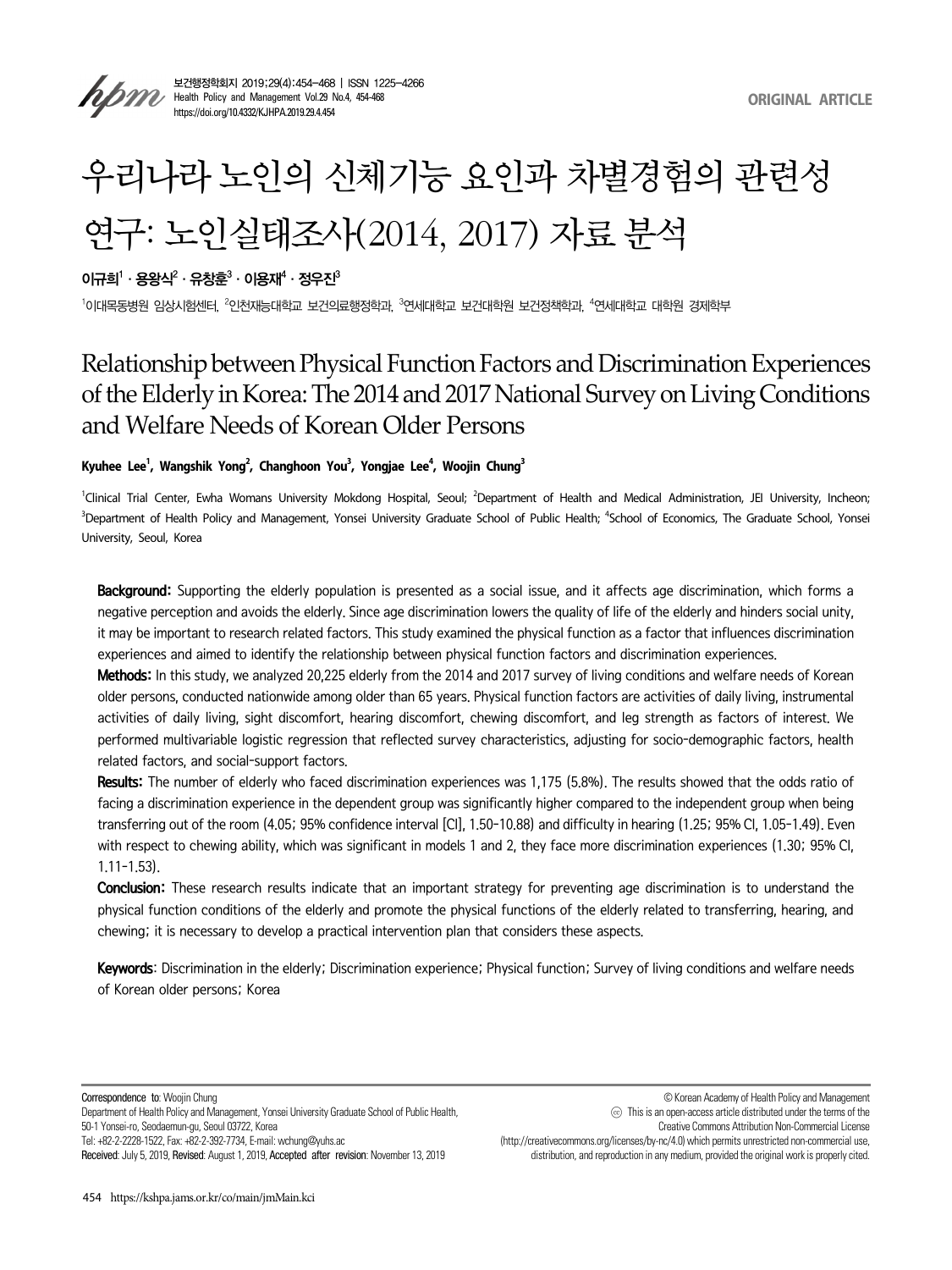ORIGINAL ARTICLE

# 우리나라 노인의 신체기능 요인과 차별경험의 관련성 연구: 노인실태조사(2014, 2017) 자료 분석

**이규희[1] · 용왕식[2] · 유창훈[3] · 이용재[4] · 정우진[3]**

[1]이대목동병원 임상시험센터, [2]인천재능대학교 보건의료행정학과, [3]연세대학교 보건대학원 보건정책학과, [4]연세대학교 대학원 경제학부

# Relationship between Physical Function Factors and Discrimination Experiences of the Elderly in Korea: The 2014 and 2017 National Survey on Living Conditions and Welfare Needs of Korean Older Persons

**Kyuhee Lee[1], Wangshik Yong[2], Changhoon You[3], Yongjae Lee[4], Woojin Chung[3]**

[1]Clinical Trial Center, Ewha Womans University Mokdong Hospital, Seoul; [2]Department of Health and Medical Administration, JEI University, Incheon; [3]Department of Health Policy and Management, Yonsei University Graduate School of Public Health; [4]School of Economics, The Graduate School, Yonsei University, Seoul, Korea

**Background:** Supporting the elderly population is presented as a social issue, and it affects age discrimination, which forms a negative perception and avoids the elderly. Since age discrimination lowers the quality of life of the elderly and hinders social unity, it may be important to research related factors. This study examined the physical function as a factor that influences discrimination experiences and aimed to identify the relationship between physical function factors and discrimination experiences.

**Methods:** In this study, we analyzed 20,225 elderly from the 2014 and 2017 survey of living conditions and welfare needs of Korean older persons, conducted nationwide among older than 65 years. Physical function factors are activities of daily living, instrumental activities of daily living, sight discomfort, hearing discomfort, chewing discomfort, and leg strength as factors of interest. We performed multivariable logistic regression that reflected survey characteristics, adjusting for socio-demographic factors, health related factors, and social-support factors.

**Results:** The number of elderly who faced discrimination experiences was 1,175 (5.8%). The results showed that the odds ratio of facing a discrimination experience in the dependent group was significantly higher compared to the independent group when being transferring out of the room (4.05; 95% confidence interval [CI], 1.50-10.88) and difficulty in hearing (1.25; 95% CI, 1.05-1.49). Even with respect to chewing ability, which was significant in models 1 and 2, they face more discrimination experiences (1.30; 95% CI, 1.11-1.53).

**Conclusion:** These research results indicate that an important strategy for preventing age discrimination is to understand the physical function conditions of the elderly and promote the physical functions of the elderly related to transferring, hearing, and chewing; it is necessary to develop a practical intervention plan that considers these aspects.

**Keywords**: Discrimination in the elderly; Discrimination experience; Physical function; Survey of living conditions and welfare needs of Korean older persons; Korea

**Correspondence to**: Woojin Chung
Department of Health Policy and Management, Yonsei University Graduate School of Public Health, 50-1 Yonsei-ro, Seodaemun-gu, Seoul 03722, Korea
Tel: +82-2-2228-1522, Fax: +82-2-392-7734, E-mail: wchung@yuhs.ac
**Received**: July 5, 2019, **Revised**: August 1, 2019, **Accepted after revision**: November 13, 2019

© Korean Academy of Health Policy and Management
This is an open-access article distributed under the terms of the Creative Commons Attribution Non-Commercial License (http://creativecommons.org/licenses/by-nc/4.0) which permits unrestricted non-commercial use, distribution, and reproduction in any medium, provided the original work is properly cited.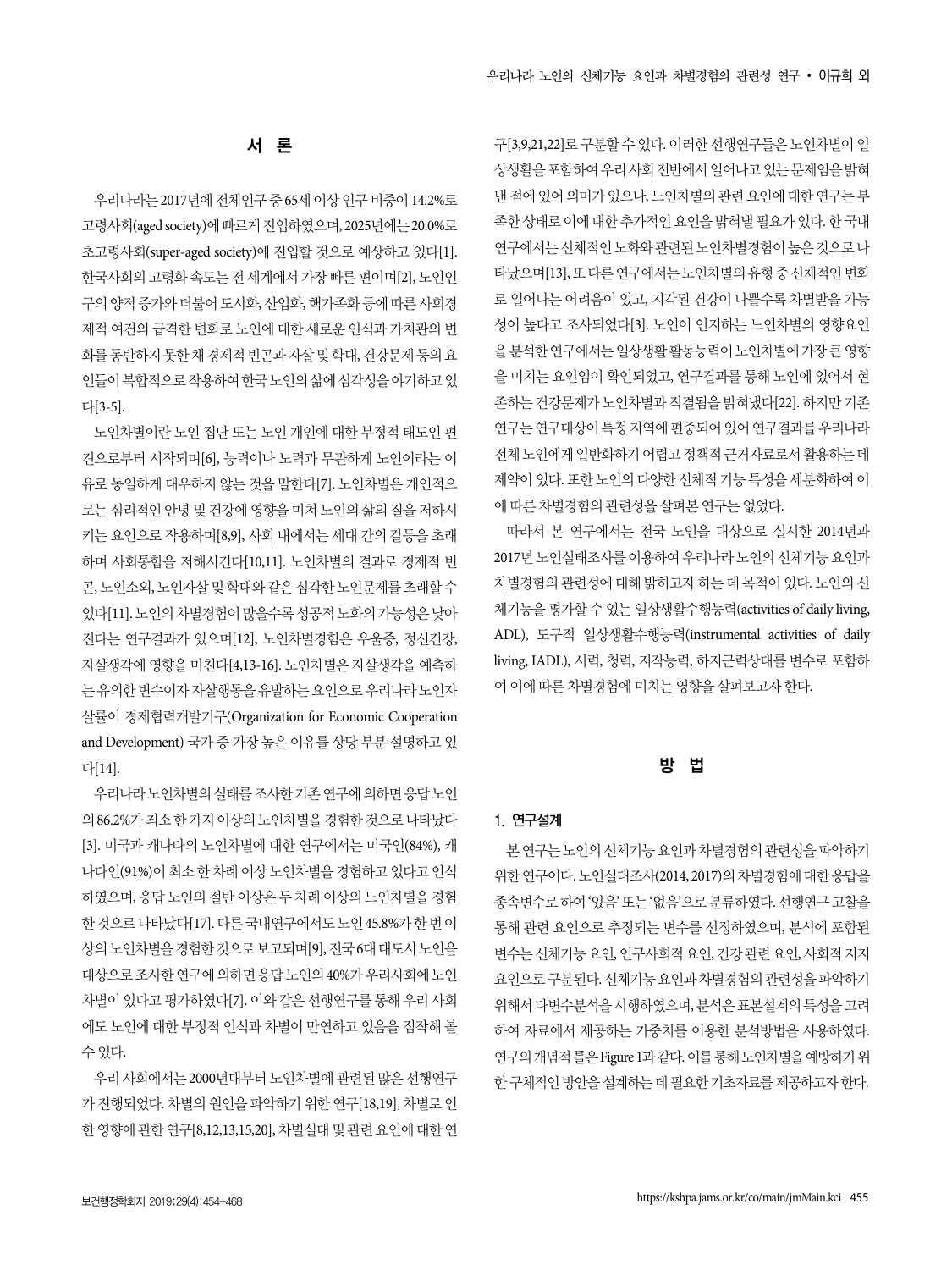## 서 론

우리나라는 2017년에 전체인구 중 65세 이상 인구 비중이 14.2%로 고령사회(aged society)에 빠르게 진입하였으며, 2025년에는 20.0%로 초고령사회(super-aged society)에 진입할 것으로 예상하고 있다[1]. 한국사회의 고령화 속도는 전 세계에서 가장 빠른 편이며[2], 노인인구의 양적 증가와 더불어 도시화, 산업화, 핵가족화 등에 따른 사회경제적 여건의 급격한 변화로 노인에 대한 새로운 인식과 가치관의 변화를 동반하지 못한 채 경제적 빈곤과 자살 및 학대, 건강문제 등의 요인들이 복합적으로 작용하여 한국 노인의 삶에 심각성을 야기하고 있다[3-5].

노인차별이란 노인 집단 또는 노인 개인에 대한 부정적 태도인 편견으로부터 시작되며[6], 능력이나 노력과 무관하게 노인이라는 이유로 동일하게 대우하지 않는 것을 말한다[7]. 노인차별은 개인적으로는 심리적인 안녕 및 건강에 영향을 미쳐 노인의 삶의 질을 저하시키는 요인으로 작용하며[8,9], 사회 내에서는 세대 간의 갈등을 초래하며 사회통합을 저해시킨다[10,11]. 노인차별의 결과로 경제적 빈곤, 노인소외, 노인자살 및 학대와 같은 심각한 노인문제를 초래할 수 있다[11]. 노인의 차별경험이 많을수록 성공적 노화의 가능성은 낮아진다는 연구결과가 있으며[12], 노인차별경험은 우울증, 정신건강, 자살생각에 영향을 미친다[4,13-16]. 노인차별은 자살생각을 예측하는 유의한 변수이자 자살행동을 유발하는 요인으로 우리나라 노인자살률이 경제협력개발기구(Organization for Economic Cooperation and Development) 국가 중 가장 높은 이유를 상당 부분 설명하고 있다[14].

우리나라 노인차별의 실태를 조사한 기존 연구에 의하면 응답 노인의 86.2%가 최소 한 가지 이상의 노인차별을 경험한 것으로 나타났다[3]. 미국과 캐나다의 노인차별에 대한 연구에서는 미국인(84%), 캐나다인(91%)이 최소 한 차례 이상 노인차별을 경험하고 있다고 인식하였으며, 응답 노인의 절반 이상은 두 차례 이상의 노인차별을 경험한 것으로 나타났다[17]. 다른 국내연구에서도 노인 45.8%가 한 번 이상의 노인차별을 경험한 것으로 보고되며[9], 전국 6대 대도시 노인을 대상으로 조사한 연구에 의하면 응답 노인의 40%가 우리사회에 노인차별이 있다고 평가하였다[7]. 이와 같은 선행연구를 통해 우리 사회에도 노인에 대한 부정적 인식과 차별이 만연하고 있음을 짐작해 볼 수 있다.

우리 사회에서는 2000년대부터 노인차별에 관련된 많은 선행연구가 진행되었다. 차별의 원인을 파악하기 위한 연구[18,19], 차별로 인한 영향에 관한 연구[8,12,13,15,20], 차별실태 및 관련 요인에 대한 연구[3,9,21,22]로 구분할 수 있다. 이러한 선행연구들은 노인차별이 일상생활을 포함하여 우리 사회 전반에서 일어나고 있는 문제임을 밝혀낸 점에 있어 의미가 있으나, 노인차별의 관련 요인에 대한 연구는 부족한 상태로 이에 대한 추가적인 요인을 밝혀낼 필요가 있다. 한 국내 연구에서는 신체적인 노화와 관련된 노인차별경험이 높은 것으로 나타났으며[13], 또 다른 연구에서는 노인차별의 유형 중 신체적인 변화로 일어나는 어려움이 있고, 지각된 건강이 나쁠수록 차별받을 가능성이 높다고 조사되었다[3]. 노인이 인지하는 노인차별의 영향요인을 분석한 연구에서는 일상생활 활동능력이 노인차별에 가장 큰 영향을 미치는 요인임이 확인되었고, 연구결과를 통해 노인에 있어서 현존하는 건강문제가 노인차별과 직결됨을 밝혀냈다[22]. 하지만 기존 연구는 연구대상이 특정 지역에 편중되어 있어 연구결과를 우리나라 전체 노인에게 일반화하기 어렵고 정책적 근거자료로서 활용하는 데 제약이 있다. 또한 노인의 다양한 신체적 기능 특성을 세분화하여 이에 따른 차별경험의 관련성을 살펴본 연구는 없었다.

따라서 본 연구에서는 전국 노인을 대상으로 실시한 2014년과 2017년 노인실태조사를 이용하여 우리나라 노인의 신체기능 요인과 차별경험의 관련성에 대해 밝히고자 하는 데 목적이 있다. 노인의 신체기능을 평가할 수 있는 일상생활수행능력(activities of daily living, ADL), 도구적 일상생활수행능력(instrumental activities of daily living, IADL), 시력, 청력, 저작능력, 하지근력상태를 변수로 포함하여 이에 따른 차별경험에 미치는 영향을 살펴보고자 한다.

## 방 법

### 1. 연구설계

본 연구는 노인의 신체기능 요인과 차별경험의 관련성을 파악하기 위한 연구이다. 노인실태조사(2014, 2017)의 차별경험에 대한 응답을 종속변수로 하여 '있음' 또는 '없음'으로 분류하였다. 선행연구 고찰을 통해 관련 요인으로 추정되는 변수를 선정하였으며, 분석에 포함된 변수는 신체기능 요인, 인구사회적 요인, 건강 관련 요인, 사회적 지지 요인으로 구분된다. 신체기능 요인과 차별경험의 관련성을 파악하기 위해서 다변수분석을 시행하였으며, 분석은 표본설계의 특성을 고려하여 자료에서 제공하는 가중치를 이용한 분석방법을 사용하였다. 연구의 개념적 틀은 Figure 1과 같다. 이를 통해 노인차별을 예방하기 위한 구체적인 방안을 설계하는 데 필요한 기초자료를 제공하고자 한다.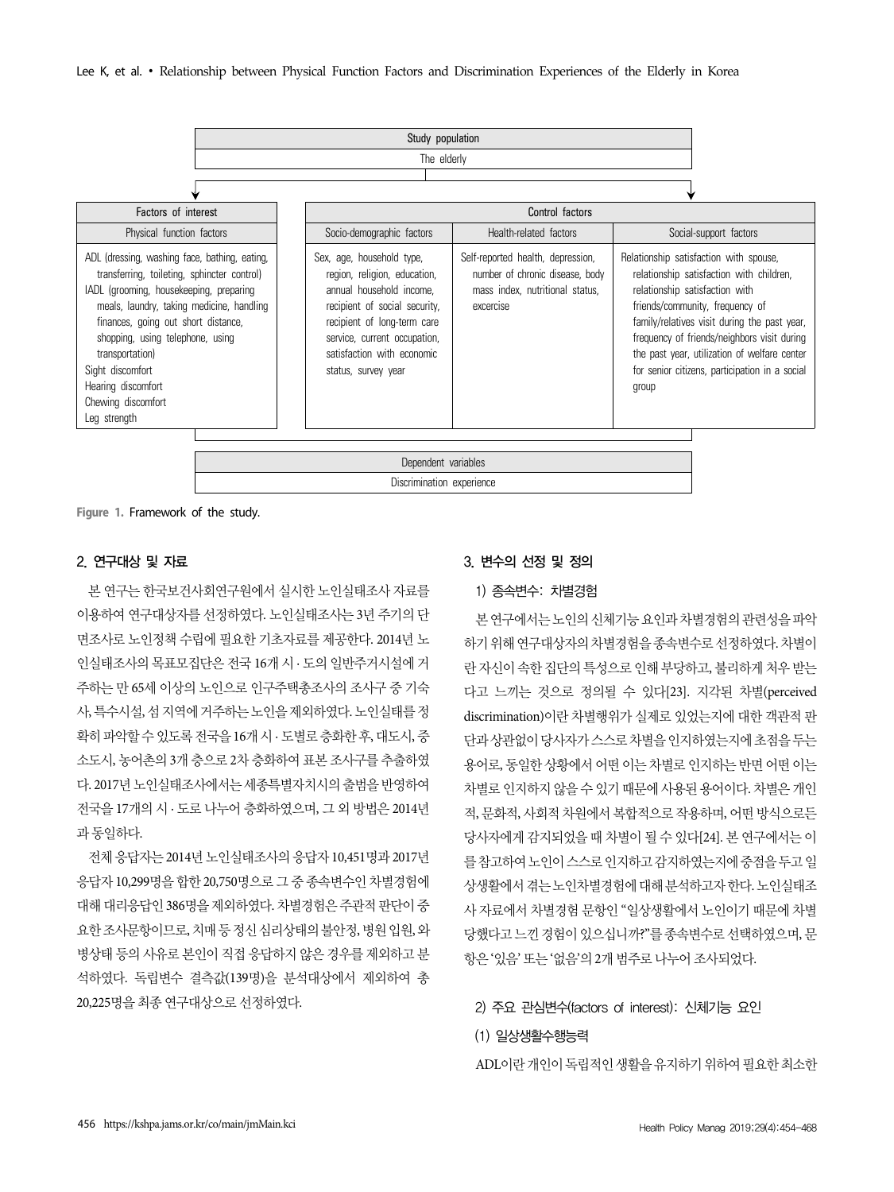| Study population | | | |
|---|---|---|---|
| The elderly | | | |
| **Factors of interest** | **Control factors** | | |
| Physical function factors | Socio-demographic factors | Health-related factors | Social-support factors |
| ADL (dressing, washing face, bathing, eating, transferring, toileting, sphincter control)<br>IADL (grooming, housekeeping, preparing meals, laundry, taking medicine, handling finances, going out short distance, shopping, using telephone, using transportation)<br>Sight discomfort<br>Hearing discomfort<br>Chewing discomfort<br>Leg strength | Sex, age, household type, region, religion, education, annual household income, recipient of social security, recipient of long-term care service, current occupation, satisfaction with economic status, survey year | Self-reported health, depression, number of chronic disease, body mass index, nutritional status, excercise | Relationship satisfaction with spouse, relationship satisfaction with children, relationship satisfaction with friends/community, frequency of family/relatives visit during the past year, frequency of friends/neighbors visit during the past year, utilization of welfare center for senior citizens, participation in a social group |

| Dependent variables |
|---|
| Discrimination experience |

Figure 1. Framework of the study.

## 2. 연구대상 및 자료

본 연구는 한국보건사회연구원에서 실시한 노인실태조사 자료를 이용하여 연구대상자를 선정하였다. 노인실태조사는 3년 주기의 단면조사로 노인정책 수립에 필요한 기초자료를 제공한다. 2014년 노인실태조사의 목표모집단은 전국 16개 시·도의 일반주거시설에 거주하는 만 65세 이상의 노인으로 인구주택총조사의 조사구 중 기숙사, 특수시설, 섬 지역에 거주하는 노인을 제외하였다. 노인실태를 정확히 파악할 수 있도록 전국을 16개 시·도별로 층화한 후, 대도시, 중소도시, 농어촌의 3개 층으로 2차 층화하여 표본 조사구를 추출하였다. 2017년 노인실태조사에서는 세종특별자치시의 출범을 반영하여 전국을 17개의 시·도로 나누어 층화하였으며, 그 외 방법은 2014년과 동일하다.

전체 응답자는 2014년 노인실태조사의 응답자 10,451명과 2017년 응답자 10,299명을 합한 20,750명으로 그 중 종속변수인 차별경험에 대해 대리응답인 386명을 제외하였다. 차별경험은 주관적 판단이 중요한 조사문항이므로, 치매 등 정신 심리상태의 불안정, 병원 입원, 와병상태 등의 사유로 본인이 직접 응답하지 않은 경우를 제외하고 분석하였다. 독립변수 결측값(139명)을 분석대상에서 제외하여 총 20,225명을 최종 연구대상으로 선정하였다.

## 3. 변수의 선정 및 정의

### 1) 종속변수: 차별경험

본 연구에서는 노인의 신체기능 요인과 차별경험의 관련성을 파악하기 위해 연구대상자의 차별경험을 종속변수로 선정하였다. 차별이란 자신이 속한 집단의 특성으로 인해 부당하고, 불리하게 처우 받는다고 느끼는 것으로 정의될 수 있다[23]. 지각된 차별(perceived discrimination)이란 차별행위가 실제로 있었는지에 대한 객관적 판단과 상관없이 당사자가 스스로 차별을 인지하였는지에 초점을 두는 용어로, 동일한 상황에서 어떤 이는 차별로 인지하는 반면 어떤 이는 차별로 인지하지 않을 수 있기 때문에 사용된 용어이다. 차별은 개인적, 문화적, 사회적 차원에서 복합적으로 작용하며, 어떤 방식으로든 당사자에게 감지되었을 때 차별이 될 수 있다[24]. 본 연구에서는 이를 참고하여 노인이 스스로 인지하고 감지하였는지에 중점을 두고 일상생활에서 겪는 노인차별경험에 대해 분석하고자 한다. 노인실태조사 자료에서 차별경험 문항인 "일상생활에서 노인이기 때문에 차별당했다고 느낀 경험이 있으십니까?"를 종속변수로 선택하였으며, 문항은 '있음' 또는 '없음'의 2개 범주로 나누어 조사되었다.

### 2) 주요 관심변수(factors of interest): 신체기능 요인

#### (1) 일상생활수행능력

ADL이란 개인이 독립적인 생활을 유지하기 위하여 필요한 최소한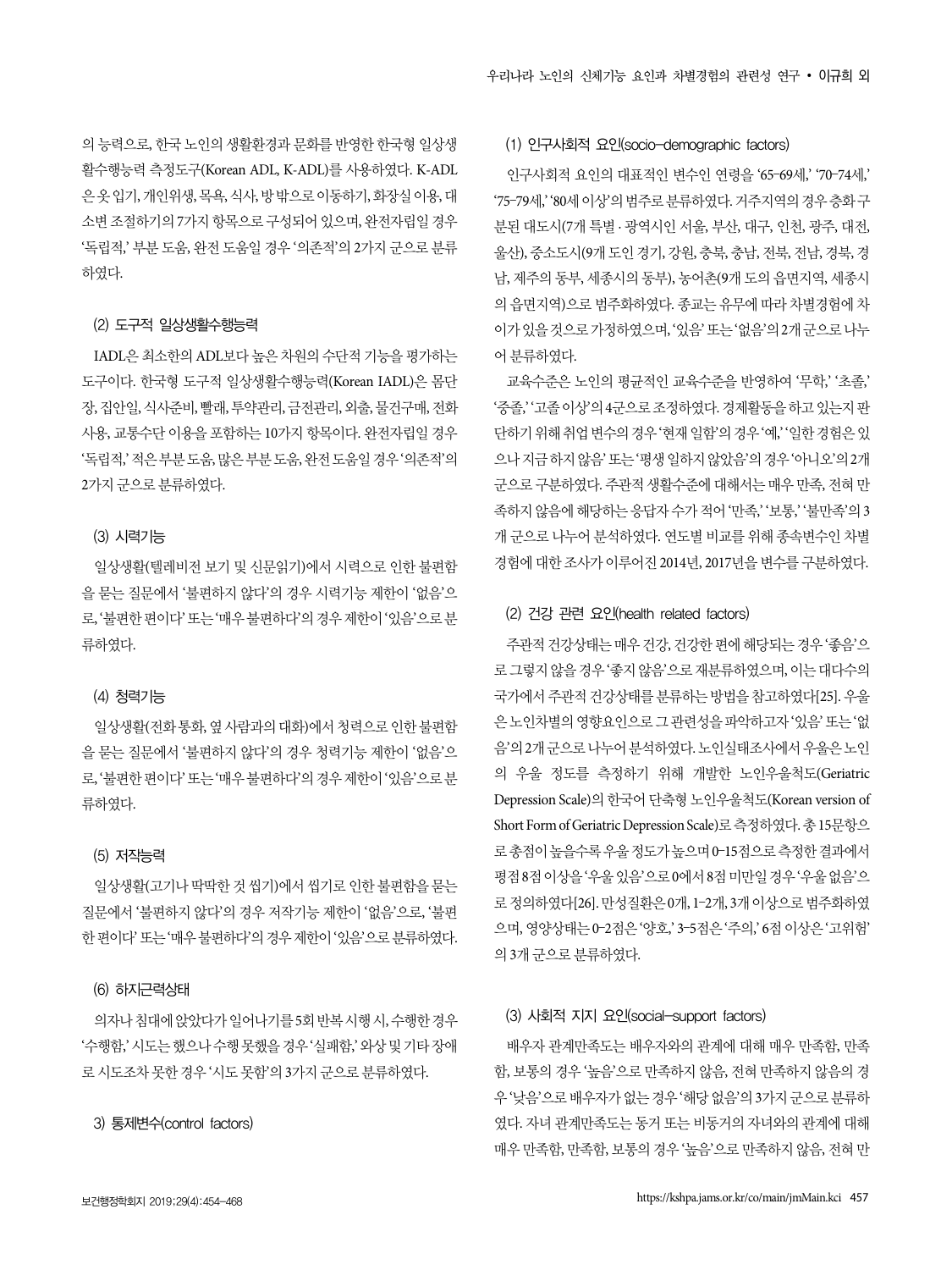의 능력으로, 한국 노인의 생활환경과 문화를 반영한 한국형 일상생활수행능력 측정도구(Korean ADL, K-ADL)를 사용하였다. K-ADL은 옷 입기, 개인위생, 목욕, 식사, 방 밖으로 이동하기, 화장실 이용, 대소변 조절하기의 7가지 항목으로 구성되어 있으며, 완전자립일 경우 '독립적,' 부분 도움, 완전 도움일 경우 '의존적'의 2가지 군으로 분류하였다.

#### (2) 도구적 일상생활수행능력

IADL은 최소한의 ADL보다 높은 차원의 수단적 기능을 평가하는 도구이다. 한국형 도구적 일상생활수행능력(Korean IADL)은 몸단장, 집안일, 식사준비, 빨래, 투약관리, 금전관리, 외출, 물건구매, 전화사용, 교통수단 이용을 포함하는 10가지 항목이다. 완전자립일 경우 '독립적,' 적은 부분 도움, 많은 부분 도움, 완전 도움일 경우 '의존적'의 2가지 군으로 분류하였다.

#### (3) 시력기능

일상생활(텔레비전 보기 및 신문읽기)에서 시력으로 인한 불편함을 묻는 질문에서 '불편하지 않다'의 경우 시력기능 제한이 '없음'으로, '불편한 편이다' 또는 '매우 불편하다'의 경우 제한이 '있음'으로 분류하였다.

#### (4) 청력기능

일상생활(전화 통화, 옆 사람과의 대화)에서 청력으로 인한 불편함을 묻는 질문에서 '불편하지 않다'의 경우 청력기능 제한이 '없음'으로, '불편한 편이다' 또는 '매우 불편하다'의 경우 제한이 '있음'으로 분류하였다.

#### (5) 저작능력

일상생활(고기나 딱딱한 것 씹기)에서 씹기로 인한 불편함을 묻는 질문에서 '불편하지 않다'의 경우 저작기능 제한이 '없음'으로, '불편한 편이다' 또는 '매우 불편하다'의 경우 제한이 '있음'으로 분류하였다.

#### (6) 하지근력상태

의자나 침대에 앉았다가 일어나기를 5회 반복 시행 시, 수행한 경우 '수행함,' 시도는 했으나 수행 못했을 경우 '실패함,' 와상 및 기타 장애로 시도조차 못한 경우 '시도 못함'의 3가지 군으로 분류하였다.

### 3) 통제변수(control factors)

#### (1) 인구사회적 요인(socio-demographic factors)

인구사회적 요인의 대표적인 변수인 연령을 '65-69세,' '70-74세,' '75-79세,' '80세 이상'의 범주로 분류하였다. 거주지역의 경우 층화 구분된 대도시(7개 특별 · 광역시인 서울, 부산, 대구, 인천, 광주, 대전, 울산), 중소도시(9개 도인 경기, 강원, 충북, 충남, 전북, 전남, 경북, 경남, 제주의 동부, 세종시의 동부), 농어촌(9개 도의 읍면지역, 세종시의 읍면지역)으로 범주화하였다. 종교는 유무에 따라 차별경험에 차이가 있을 것으로 가정하였으며, '있음' 또는 '없음'의 2개 군으로 나누어 분류하였다.

교육수준은 노인의 평균적인 교육수준을 반영하여 '무학,' '초졸,' '중졸,' '고졸 이상'의 4군으로 조정하였다. 경제활동을 하고 있는지 판단하기 위해 취업 변수의 경우 '현재 일함'의 경우 '예,' '일한 경험은 있으나 지금 하지 않음' 또는 '평생 일하지 않았음'의 경우 '아니오'의 2개 군으로 구분하였다. 주관적 생활수준에 대해서는 매우 만족, 전혀 만족하지 않음에 해당하는 응답자 수가 적어 '만족,' '보통,' '불만족'의 3개 군으로 나누어 분석하였다. 연도별 비교를 위해 종속변수인 차별경험에 대한 조사가 이루어진 2014년, 2017년을 변수를 구분하였다.

#### (2) 건강 관련 요인(health related factors)

주관적 건강상태는 매우 건강, 건강한 편에 해당되는 경우 '좋음'으로 그렇지 않을 경우 '좋지 않음'으로 재분류하였으며, 이는 대다수의 국가에서 주관적 건강상태를 분류하는 방법을 참고하였다[25]. 우울은 노인차별의 영향요인으로 그 관련성을 파악하고자 '있음' 또는 '없음'의 2개 군으로 나누어 분석하였다. 노인실태조사에서 우울은 노인의 우울 정도를 측정하기 위해 개발한 노인우울척도(Geriatric Depression Scale)의 한국어 단축형 노인우울척도(Korean version of Short Form of Geriatric Depression Scale)로 측정하였다. 총 15문항으로 총점이 높을수록 우울 정도가 높으며 0-15점으로 측정한 결과에서 평점 8점 이상을 '우울 있음'으로 0에서 8점 미만일 경우 '우울 없음'으로 정의하였다[26]. 만성질환은 0개, 1-2개, 3개 이상으로 범주화하였으며, 영양상태는 0-2점은 '양호,' 3-5점은 '주의,' 6점 이상은 '고위험'의 3개 군으로 분류하였다.

#### (3) 사회적 지지 요인(social-support factors)

배우자 관계만족도는 배우자와의 관계에 대해 매우 만족함, 만족함, 보통의 경우 '높음'으로 만족하지 않음, 전혀 만족하지 않음의 경우 '낮음'으로 배우자가 없는 경우 '해당 없음'의 3가지 군으로 분류하였다. 자녀 관계만족도는 동거 또는 비동거의 자녀와의 관계에 대해 매우 만족함, 만족함, 보통의 경우 '높음'으로 만족하지 않음, 전혀 만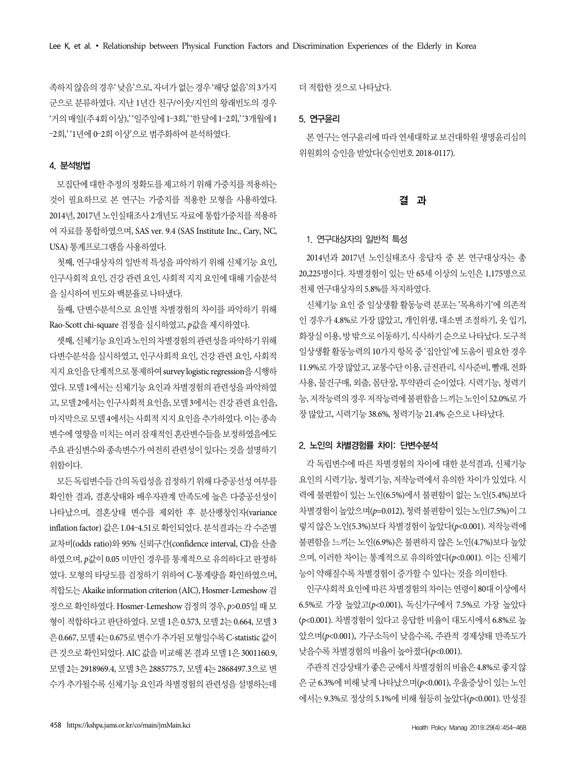족하지 않음의 경우 '낮음'으로, 자녀가 없는 경우 '해당 없음'의 3가지 군으로 분류하였다. 지난 1년간 친구/이웃/지인의 왕래빈도의 경우 '거의 매일(주 4회 이상),' '일주일에 1–3회,' '한 달에 1–2회,' '3개월에 1–2회,' '1년에 0–2회 이상'으로 범주화하여 분석하였다.

### 4. 분석방법

모집단에 대한 추정의 정확도를 제고하기 위해 가중치를 적용하는 것이 필요하므로 본 연구는 가중치를 적용한 모형을 사용하였다. 2014년, 2017년 노인실태조사 2개년도 자료에 통합가중치를 적용하여 자료를 통합하였으며, SAS ver. 9.4 (SAS Institute Inc., Cary, NC, USA) 통계프로그램을 사용하였다.

첫째, 연구대상자의 일반적 특성을 파악하기 위해 신체기능 요인, 인구사회적 요인, 건강 관련 요인, 사회적 지지 요인에 대해 기술분석을 실시하여 빈도와 백분율로 나타냈다.

둘째, 단변수분석으로 요인별 차별경험의 차이를 파악하기 위해 Rao-Scott chi-square 검정을 실시하였고, *p*값을 제시하였다.

셋째, 신체기능 요인과 노인의 차별경험의 관련성을 파악하기 위해 다변수분석을 실시하였고, 인구사회적 요인, 건강 관련 요인, 사회적 지지 요인을 단계적으로 통제하여 survey logistic regression을 시행하였다. 모델 1에서는 신체기능 요인과 차별경험의 관련성을 파악하였고, 모델 2에서는 인구사회적 요인을, 모델 3에서는 건강 관련 요인을, 마지막으로 모델 4에서는 사회적 지지 요인을 추가하였다. 이는 종속변수에 영향을 미치는 여러 잠재적인 혼란변수들을 보정하였음에도 주요 관심변수와 종속변수가 여전히 관련성이 있다는 것을 설명하기 위함이다.

모든 독립변수들 간의 독립성을 검정하기 위해 다중공선성 여부를 확인한 결과, 결혼상태와 배우자관계 만족도에 높은 다중공선성이 나타났으며, 결혼상태 변수를 제외한 후 분산팽창인자(variance inflation factor) 값은 1.04–4.51로 확인되었다. 분석결과는 각 수준별 교차비(odds ratio)와 95% 신뢰구간(confidence interval, CI)을 산출하였으며, *p*값이 0.05 미만인 경우를 통계적으로 유의하다고 판정하였다. 모형의 타당도를 검정하기 위하여 C-통계량을 확인하였으며, 적합도는 Akaike information criterion (AIC), Hosmer-Lemeshow 검정으로 확인하였다. Hosmer-Lemeshow 검정의 경우, $p>0.05$일 때 모형이 적합하다고 판단하였다. 모델 1은 0.573, 모델 2는 0.664, 모델 3은 0.667, 모델 4는 0.675로 변수가 추가된 모형일수록 C-statistic 값이 큰 것으로 확인되었다. AIC 값을 비교해 본 결과 모델 1은 3001160.9, 모델 2는 2918969.4, 모델 3은 2885775.7, 모델 4는 2868497.3으로 변수가 추가될수록 신체기능 요인과 차별경험의 관련성을 설명하는데 더 적합한 것으로 나타났다.

### 5. 연구윤리

본 연구는 연구윤리에 따라 연세대학교 보건대학원 생명윤리심의위원회의 승인을 받았다(승인번호 2018-0117).

## 결 과

### 1. 연구대상자의 일반적 특성

2014년과 2017년 노인실태조사 응답자 중 본 연구대상자는 총 20,225명이다. 차별경험이 있는 만 65세 이상의 노인은 1,175명으로 전체 연구대상자의 5.8%를 차지하였다.

신체기능 요인 중 일상생활 활동능력 분포는 '목욕하기'에 의존적인 경우가 4.8%로 가장 많았고, 개인위생, 대소변 조절하기, 옷 입기, 화장실 이용, 방 밖으로 이동하기, 식사하기 순으로 나타났다. 도구적 일상생활 활동능력의 10가지 항목 중 '집안일'에 도움이 필요한 경우 11.9%로 가장 많았고, 교통수단 이용, 금전관리, 식사준비, 빨래, 전화 사용, 물건구매, 외출, 몸단장, 투약관리 순이었다. 시력기능, 청력기능, 저작능력의 경우 저작능력에 불편함을 느끼는 노인이 52.0%로 가장 많았고, 시력기능 38.6%, 청력기능 21.4% 순으로 나타났다.

### 2. 노인의 차별경험률 차이: 단변수분석

각 독립변수에 따른 차별경험의 차이에 대한 분석결과, 신체기능 요인의 시력기능, 청력기능, 저작능력에서 유의한 차이가 있었다. 시력에 불편함이 있는 노인(6.5%)에서 불편함이 없는 노인(5.4%)보다 차별경험이 높았으며($p=0.012$), 청력 불편함이 있는 노인(7.5%)이 그렇지 않은 노인(5.3%)보다 차별경험이 높았다($p<0.001$). 저작능력에 불편함을 느끼는 노인(6.9%)은 불편하지 않은 노인(4.7%)보다 높았으며, 이러한 차이는 통계적으로 유의하였다($p<0.001$). 이는 신체기능이 약해질수록 차별경험이 증가할 수 있다는 것을 의미한다.

인구사회적 요인에 따른 차별경험의 차이는 연령이 80대 이상에서 6.5%로 가장 높았고($p<0.001$), 독신가구에서 7.5%로 가장 높았다($p<0.001$). 차별경험이 있다고 응답한 비율이 대도시에서 6.8%로 높았으며($p<0.001$), 가구소득이 낮을수록, 주관적 경제상태 만족도가 낮을수록 차별경험의 비율이 높아졌다($p<0.001$).

주관적 건강상태가 좋은 군에서 차별경험의 비율은 4.8%로 좋지 않은 군 6.3%에 비해 낮게 나타났으며($p<0.001$), 우울증상이 있는 노인에서는 9.3%로 정상의 5.1%에 비해 월등히 높았다($p<0.001$). 만성질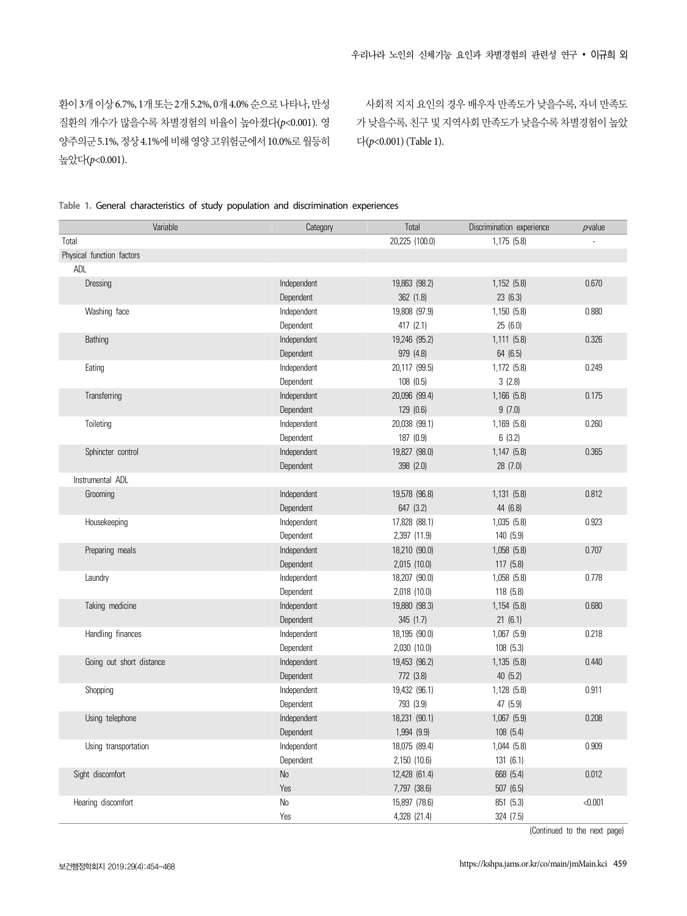환이 3개 이상 6.7%, 1개 또는 2개 5.2%, 0개 4.0% 순으로 나타나, 만성 질환의 개수가 많을수록 차별경험의 비율이 높아졌다($p$<0.001). 영양주의군 5.1%, 정상 4.1%에 비해 영양 고위험군에서 10.0%로 월등히 높았다($p$<0.001).

사회적 지지 요인의 경우 배우자 만족도가 낮을수록, 자녀 만족도가 낮을수록, 친구 및 지역사회 만족도가 낮을수록 차별경험이 높았다($p$<0.001) (Table 1).

**Table 1.** General characteristics of study population and discrimination experiences

| Variable | Category | Total | Discrimination experience | *p*-value |
|---|---|---|---|---|
| Total | | 20,225 (100.0) | 1,175 (5.8) | - |
| Physical function factors | | | | |
| ADL | | | | |
| Dressing | Independent | 19,863 (98.2) | 1,152 (5.8) | 0.670 |
| | Dependent | 362 (1.8) | 23 (6.3) | |
| Washing face | Independent | 19,808 (97.9) | 1,150 (5.8) | 0.880 |
| | Dependent | 417 (2.1) | 25 (6.0) | |
| Bathing | Independent | 19,246 (95.2) | 1,111 (5.8) | 0.326 |
| | Dependent | 979 (4.8) | 64 (6.5) | |
| Eating | Independent | 20,117 (99.5) | 1,172 (5.8) | 0.249 |
| | Dependent | 108 (0.5) | 3 (2.8) | |
| Transferring | Independent | 20,096 (99.4) | 1,166 (5.8) | 0.175 |
| | Dependent | 129 (0.6) | 9 (7.0) | |
| Toileting | Independent | 20,038 (99.1) | 1,169 (5.8) | 0.260 |
| | Dependent | 187 (0.9) | 6 (3.2) | |
| Sphincter control | Independent | 19,827 (98.0) | 1,147 (5.8) | 0.365 |
| | Dependent | 398 (2.0) | 28 (7.0) | |
| Instrumental ADL | | | | |
| Grooming | Independent | 19,578 (96.8) | 1,131 (5.8) | 0.812 |
| | Dependent | 647 (3.2) | 44 (6.8) | |
| Housekeeping | Independent | 17,828 (88.1) | 1,035 (5.8) | 0.923 |
| | Dependent | 2,397 (11.9) | 140 (5.9) | |
| Preparing meals | Independent | 18,210 (90.0) | 1,058 (5.8) | 0.707 |
| | Dependent | 2,015 (10.0) | 117 (5.8) | |
| Laundry | Independent | 18,207 (90.0) | 1,058 (5.8) | 0.778 |
| | Dependent | 2,018 (10.0) | 118 (5.8) | |
| Taking medicine | Independent | 19,880 (98.3) | 1,154 (5.8) | 0.680 |
| | Dependent | 345 (1.7) | 21 (6.1) | |
| Handling finances | Independent | 18,195 (90.0) | 1,067 (5.9) | 0.218 |
| | Dependent | 2,030 (10.0) | 108 (5.3) | |
| Going out short distance | Independent | 19,453 (96.2) | 1,135 (5.8) | 0.440 |
| | Dependent | 772 (3.8) | 40 (5.2) | |
| Shopping | Independent | 19,432 (96.1) | 1,128 (5.8) | 0.911 |
| | Dependent | 793 (3.9) | 47 (5.9) | |
| Using telephone | Independent | 18,231 (90.1) | 1,067 (5.9) | 0.208 |
| | Dependent | 1,994 (9.9) | 108 (5.4) | |
| Using transportation | Independent | 18,075 (89.4) | 1,044 (5.8) | 0.909 |
| | Dependent | 2,150 (10.6) | 131 (6.1) | |
| Sight discomfort | No | 12,428 (61.4) | 668 (5.4) | 0.012 |
| | Yes | 7,797 (38.6) | 507 (6.5) | |
| Hearing discomfort | No | 15,897 (78.6) | 851 (5.3) | <0.001 |
| | Yes | 4,328 (21.4) | 324 (7.5) | |

(Continued to the next page)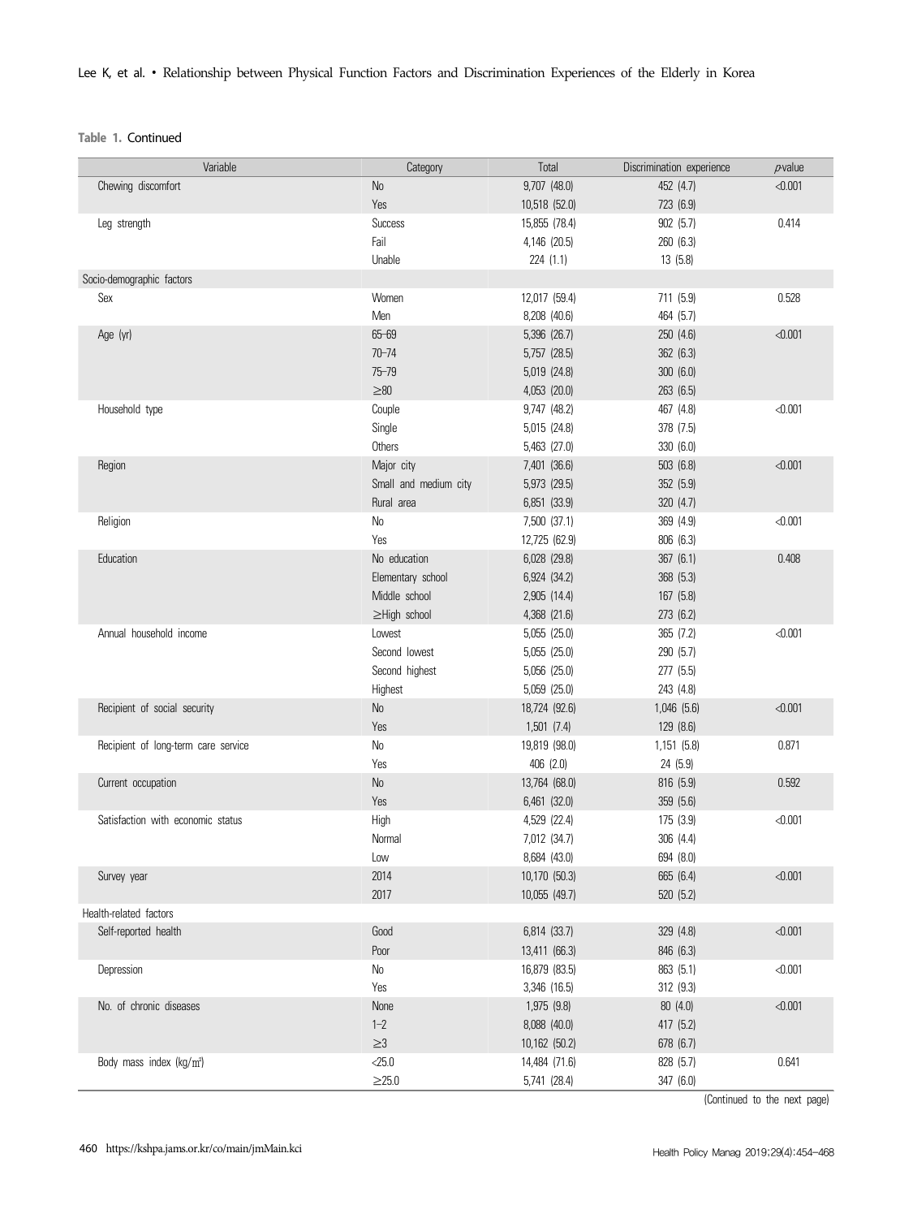**Table 1.** Continued

| Variable | Category | Total | Discrimination experience | *p*-value |
|---|---|---|---|---|
| Chewing discomfort | No | 9,707 (48.0) | 452 (4.7) | <0.001 |
| | Yes | 10,518 (52.0) | 723 (6.9) | |
| Leg strength | Success | 15,855 (78.4) | 902 (5.7) | 0.414 |
| | Fail | 4,146 (20.5) | 260 (6.3) | |
| | Unable | 224 (1.1) | 13 (5.8) | |
| Socio-demographic factors | | | | |
| Sex | Women | 12,017 (59.4) | 711 (5.9) | 0.528 |
| | Men | 8,208 (40.6) | 464 (5.7) | |
| Age (yr) | 65–69 | 5,396 (26.7) | 250 (4.6) | <0.001 |
| | 70–74 | 5,757 (28.5) | 362 (6.3) | |
| | 75–79 | 5,019 (24.8) | 300 (6.0) | |
| | ≥80 | 4,053 (20.0) | 263 (6.5) | |
| Household type | Couple | 9,747 (48.2) | 467 (4.8) | <0.001 |
| | Single | 5,015 (24.8) | 378 (7.5) | |
| | Others | 5,463 (27.0) | 330 (6.0) | |
| Region | Major city | 7,401 (36.6) | 503 (6.8) | <0.001 |
| | Small and medium city | 5,973 (29.5) | 352 (5.9) | |
| | Rural area | 6,851 (33.9) | 320 (4.7) | |
| Religion | No | 7,500 (37.1) | 369 (4.9) | <0.001 |
| | Yes | 12,725 (62.9) | 806 (6.3) | |
| Education | No education | 6,028 (29.8) | 367 (6.1) | 0.408 |
| | Elementary school | 6,924 (34.2) | 368 (5.3) | |
| | Middle school | 2,905 (14.4) | 167 (5.8) | |
| | ≥High school | 4,368 (21.6) | 273 (6.2) | |
| Annual household income | Lowest | 5,055 (25.0) | 365 (7.2) | <0.001 |
| | Second lowest | 5,055 (25.0) | 290 (5.7) | |
| | Second highest | 5,056 (25.0) | 277 (5.5) | |
| | Highest | 5,059 (25.0) | 243 (4.8) | |
| Recipient of social security | No | 18,724 (92.6) | 1,046 (5.6) | <0.001 |
| | Yes | 1,501 (7.4) | 129 (8.6) | |
| Recipient of long-term care service | No | 19,819 (98.0) | 1,151 (5.8) | 0.871 |
| | Yes | 406 (2.0) | 24 (5.9) | |
| Current occupation | No | 13,764 (68.0) | 816 (5.9) | 0.592 |
| | Yes | 6,461 (32.0) | 359 (5.6) | |
| Satisfaction with economic status | High | 4,529 (22.4) | 175 (3.9) | <0.001 |
| | Normal | 7,012 (34.7) | 306 (4.4) | |
| | Low | 8,684 (43.0) | 694 (8.0) | |
| Survey year | 2014 | 10,170 (50.3) | 665 (6.4) | <0.001 |
| | 2017 | 10,055 (49.7) | 520 (5.2) | |
| Health-related factors | | | | |
| Self-reported health | Good | 6,814 (33.7) | 329 (4.8) | <0.001 |
| | Poor | 13,411 (66.3) | 846 (6.3) | |
| Depression | No | 16,879 (83.5) | 863 (5.1) | <0.001 |
| | Yes | 3,346 (16.5) | 312 (9.3) | |
| No. of chronic diseases | None | 1,975 (9.8) | 80 (4.0) | <0.001 |
| | 1–2 | 8,088 (40.0) | 417 (5.2) | |
| | ≥3 | 10,162 (50.2) | 678 (6.7) | |
| Body mass index (kg/m²) | <25.0 | 14,484 (71.6) | 828 (5.7) | 0.641 |
| | ≥25.0 | 5,741 (28.4) | 347 (6.0) | |

(Continued to the next page)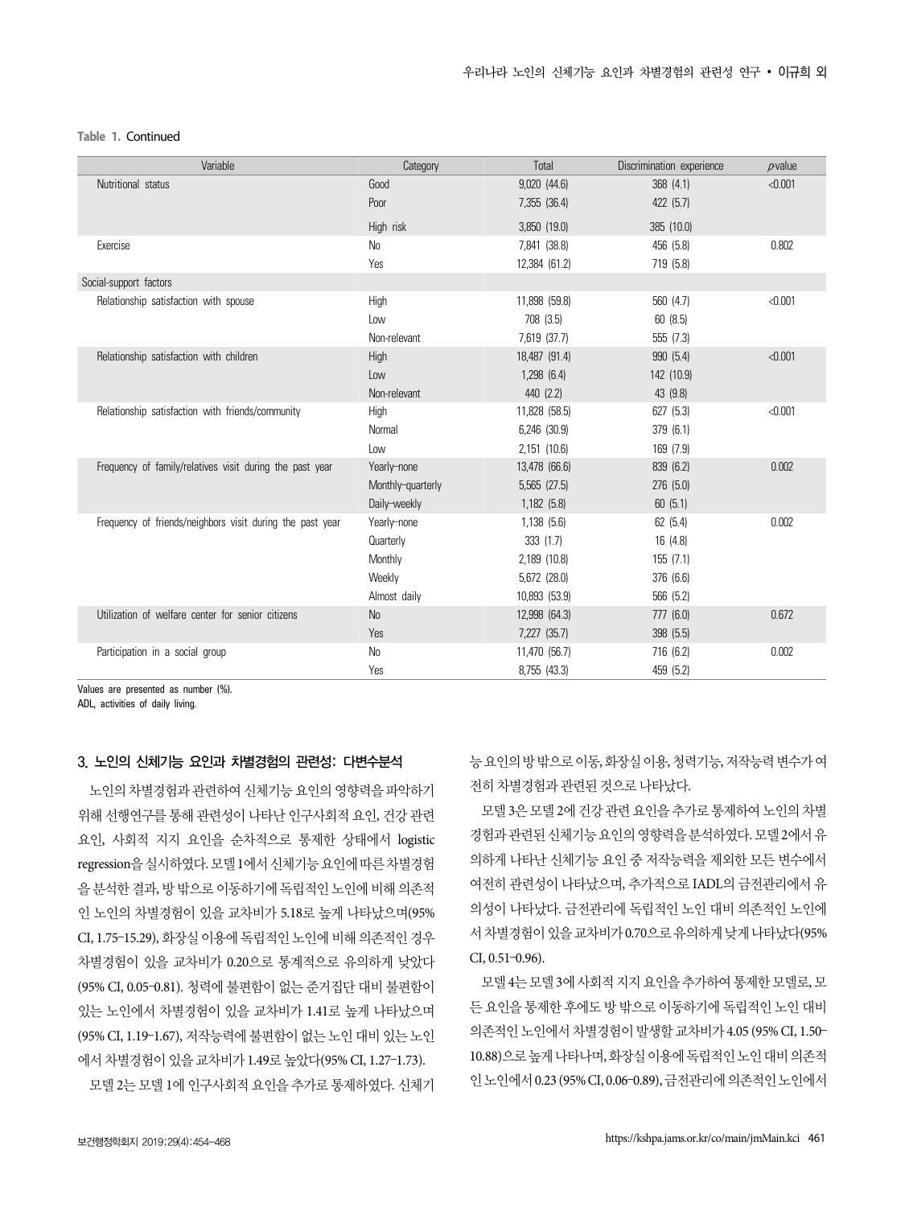**Table 1.** Continued

| Variable | Category | Total | Discrimination experience | *p*-value |
|---|---|---|---|---|
| Nutritional status | Good | 9,020 (44.6) | 368 (4.1) | <0.001 |
| | Poor | 7,355 (36.4) | 422 (5.7) | |
| | High risk | 3,850 (19.0) | 385 (10.0) | |
| Exercise | No | 7,841 (38.8) | 456 (5.8) | 0.802 |
| | Yes | 12,384 (61.2) | 719 (5.8) | |
| Social-support factors | | | | |
| Relationship satisfaction with spouse | High | 11,898 (59.8) | 560 (4.7) | <0.001 |
| | Low | 708 (3.5) | 60 (8.5) | |
| | Non-relevant | 7,619 (37.7) | 555 (7.3) | |
| Relationship satisfaction with children | High | 18,487 (91.4) | 990 (5.4) | <0.001 |
| | Low | 1,298 (6.4) | 142 (10.9) | |
| | Non-relevant | 440 (2.2) | 43 (9.8) | |
| Relationship satisfaction with friends/community | High | 11,828 (58.5) | 627 (5.3) | <0.001 |
| | Normal | 6,246 (30.9) | 379 (6.1) | |
| | Low | 2,151 (10.6) | 169 (7.9) | |
| Frequency of family/relatives visit during the past year | Yearly–none | 13,478 (66.6) | 839 (6.2) | 0.002 |
| | Monthly–quarterly | 5,565 (27.5) | 276 (5.0) | |
| | Daily–weekly | 1,182 (5.8) | 60 (5.1) | |
| Frequency of friends/neighbors visit during the past year | Yearly–none | 1,138 (5.6) | 62 (5.4) | 0.002 |
| | Quarterly | 333 (1.7) | 16 (4.8) | |
| | Monthly | 2,189 (10.8) | 155 (7.1) | |
| | Weekly | 5,672 (28.0) | 376 (6.6) | |
| | Almost daily | 10,893 (53.9) | 566 (5.2) | |
| Utilization of welfare center for senior citizens | No | 12,998 (64.3) | 777 (6.0) | 0.672 |
| | Yes | 7,227 (35.7) | 398 (5.5) | |
| Participation in a social group | No | 11,470 (56.7) | 716 (6.2) | 0.002 |
| | Yes | 8,755 (43.3) | 459 (5.2) | |

Values are presented as number (%).
ADL, activities of daily living.

### 3. 노인의 신체기능 요인과 차별경험의 관련성: 다변수분석

노인의 차별경험과 관련하여 신체기능 요인의 영향력을 파악하기 위해 선행연구를 통해 관련성이 나타난 인구사회적 요인, 건강 관련 요인, 사회적 지지 요인을 순차적으로 통제한 상태에서 logistic regression을 실시하였다. 모델 1에서 신체기능 요인에 따른 차별경험을 분석한 결과, 방 밖으로 이동하기에 독립적인 노인에 비해 의존적인 노인의 차별경험이 있을 교차비가 5.18로 높게 나타났으며(95% CI, 1.75–15.29), 화장실 이용에 독립적인 노인에 비해 의존적인 경우 차별경험이 있을 교차비가 0.20으로 통계적으로 유의하게 낮았다(95% CI, 0.05–0.81). 청력에 불편함이 없는 준거집단 대비 불편함이 있는 노인에서 차별경험이 있을 교차비가 1.41로 높게 나타났으며(95% CI, 1.19–1.67), 저작능력에 불편함이 없는 노인 대비 있는 노인에서 차별경험이 있을 교차비가 1.49로 높았다(95% CI, 1.27–1.73).

모델 2는 모델 1에 인구사회적 요인을 추가로 통제하였다. 신체기능 요인의 방 밖으로 이동, 화장실 이용, 청력기능, 저작능력 변수가 여전히 차별경험과 관련된 것으로 나타났다.

모델 3은 모델 2에 건강 관련 요인을 추가로 통제하여 노인의 차별경험과 관련된 신체기능 요인의 영향력을 분석하였다. 모델 2에서 유의하게 나타난 신체기능 요인 중 저작능력을 제외한 모든 변수에서 여전히 관련성이 나타났으며, 추가적으로 IADL의 금전관리에서 유의성이 나타났다. 금전관리에 독립적인 노인 대비 의존적인 노인에서 차별경험이 있을 교차비가 0.70으로 유의하게 낮게 나타났다(95% CI, 0.51–0.96).

모델 4는 모델 3에 사회적 지지 요인을 추가하여 통제한 모델로, 모든 요인을 통제한 후에도 방 밖으로 이동하기에 독립적인 노인 대비 의존적인 노인에서 차별경험이 발생할 교차비가 4.05 (95% CI, 1.50–10.88)으로 높게 나타나며, 화장실 이용에 독립적인 노인 대비 의존적인 노인에서 0.23 (95% CI, 0.06–0.89), 금전관리에 의존적인 노인에서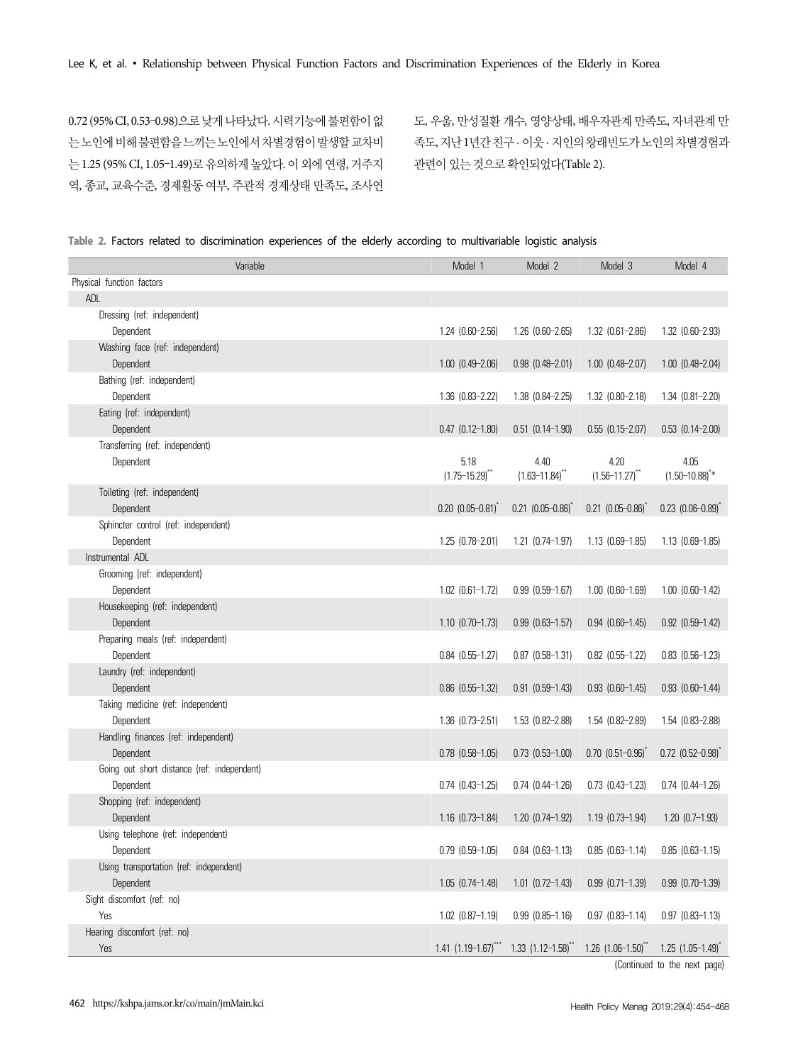0.72 (95% CI, 0.53–0.98)으로 낮게 나타났다. 시력기능에 불편함이 없는 노인에 비해 불편함을 느끼는 노인에서 차별경험이 발생할 교차비는 1.25 (95% CI, 1.05–1.49)로 유의하게 높았다. 이 외에 연령, 거주지역, 종교, 교육수준, 경제활동 여부, 주관적 경제상태 만족도, 조사연도, 우울, 만성질환 개수, 영양상태, 배우자관계 만족도, 자녀관계 만족도, 지난 1년간 친구·이웃·지인의 왕래빈도가 노인의 차별경험과 관련이 있는 것으로 확인되었다(Table 2).

**Table 2.** Factors related to discrimination experiences of the elderly according to multivariable logistic analysis

| Variable | Model 1 | Model 2 | Model 3 | Model 4 |
|---|---|---|---|---|
| Physical function factors | | | | |
| ADL | | | | |
| Dressing (ref: independent) | | | | |
| Dependent | 1.24 (0.60–2.56) | 1.26 (0.60–2.65) | 1.32 (0.61–2.86) | 1.32 (0.60–2.93) |
| Washing face (ref: independent) | | | | |
| Dependent | 1.00 (0.49–2.06) | 0.98 (0.48–2.01) | 1.00 (0.48–2.07) | 1.00 (0.48–2.04) |
| Bathing (ref: independent) | | | | |
| Dependent | 1.36 (0.83–2.22) | 1.38 (0.84–2.25) | 1.32 (0.80–2.18) | 1.34 (0.81–2.20) |
| Eating (ref: independent) | | | | |
| Dependent | 0.47 (0.12–1.80) | 0.51 (0.14–1.90) | 0.55 (0.15–2.07) | 0.53 (0.14–2.00) |
| Transferring (ref: independent) | | | | |
| Dependent | 5.18 (1.75–15.29)** | 4.40 (1.63–11.84)** | 4.20 (1.56–11.27)** | 4.05 (1.50–10.88)** |
| Toileting (ref: independent) | | | | |
| Dependent | 0.20 (0.05–0.81)* | 0.21 (0.05–0.86)* | 0.21 (0.05–0.86)* | 0.23 (0.06–0.89)* |
| Sphincter control (ref: independent) | | | | |
| Dependent | 1.25 (0.78–2.01) | 1.21 (0.74–1.97) | 1.13 (0.69–1.85) | 1.13 (0.69–1.85) |
| Instrumental ADL | | | | |
| Grooming (ref: independent) | | | | |
| Dependent | 1.02 (0.61–1.72) | 0.99 (0.59–1.67) | 1.00 (0.60–1.69) | 1.00 (0.60–1.42) |
| Housekeeping (ref: independent) | | | | |
| Dependent | 1.10 (0.70–1.73) | 0.99 (0.63–1.57) | 0.94 (0.60–1.45) | 0.92 (0.59–1.42) |
| Preparing meals (ref: independent) | | | | |
| Dependent | 0.84 (0.55–1.27) | 0.87 (0.58–1.31) | 0.82 (0.55–1.22) | 0.83 (0.56–1.23) |
| Laundry (ref: independent) | | | | |
| Dependent | 0.86 (0.55–1.32) | 0.91 (0.59–1.43) | 0.93 (0.60–1.45) | 0.93 (0.60–1.44) |
| Taking medicine (ref: independent) | | | | |
| Dependent | 1.36 (0.73–2.51) | 1.53 (0.82–2.88) | 1.54 (0.82–2.89) | 1.54 (0.83–2.88) |
| Handling finances (ref: independent) | | | | |
| Dependent | 0.78 (0.58–1.05) | 0.73 (0.53–1.00) | 0.70 (0.51–0.96)* | 0.72 (0.52–0.98)* |
| Going out short distance (ref: independent) | | | | |
| Dependent | 0.74 (0.43–1.25) | 0.74 (0.44–1.26) | 0.73 (0.43–1.23) | 0.74 (0.44–1.26) |
| Shopping (ref: independent) | | | | |
| Dependent | 1.16 (0.73–1.84) | 1.20 (0.74–1.92) | 1.19 (0.73–1.94) | 1.20 (0.7–1.93) |
| Using telephone (ref: independent) | | | | |
| Dependent | 0.79 (0.59–1.05) | 0.84 (0.63–1.13) | 0.85 (0.63–1.14) | 0.85 (0.63–1.15) |
| Using transportation (ref: independent) | | | | |
| Dependent | 1.05 (0.74–1.48) | 1.01 (0.72–1.43) | 0.99 (0.71–1.39) | 0.99 (0.70–1.39) |
| Sight discomfort (ref: no) | | | | |
| Yes | 1.02 (0.87–1.19) | 0.99 (0.85–1.16) | 0.97 (0.83–1.14) | 0.97 (0.83–1.13) |
| Hearing discomfort (ref: no) | | | | |
| Yes | 1.41 (1.19–1.67)*** | 1.33 (1.12–1.58)** | 1.26 (1.06–1.50)** | 1.25 (1.05–1.49)* |

(Continued to the next page)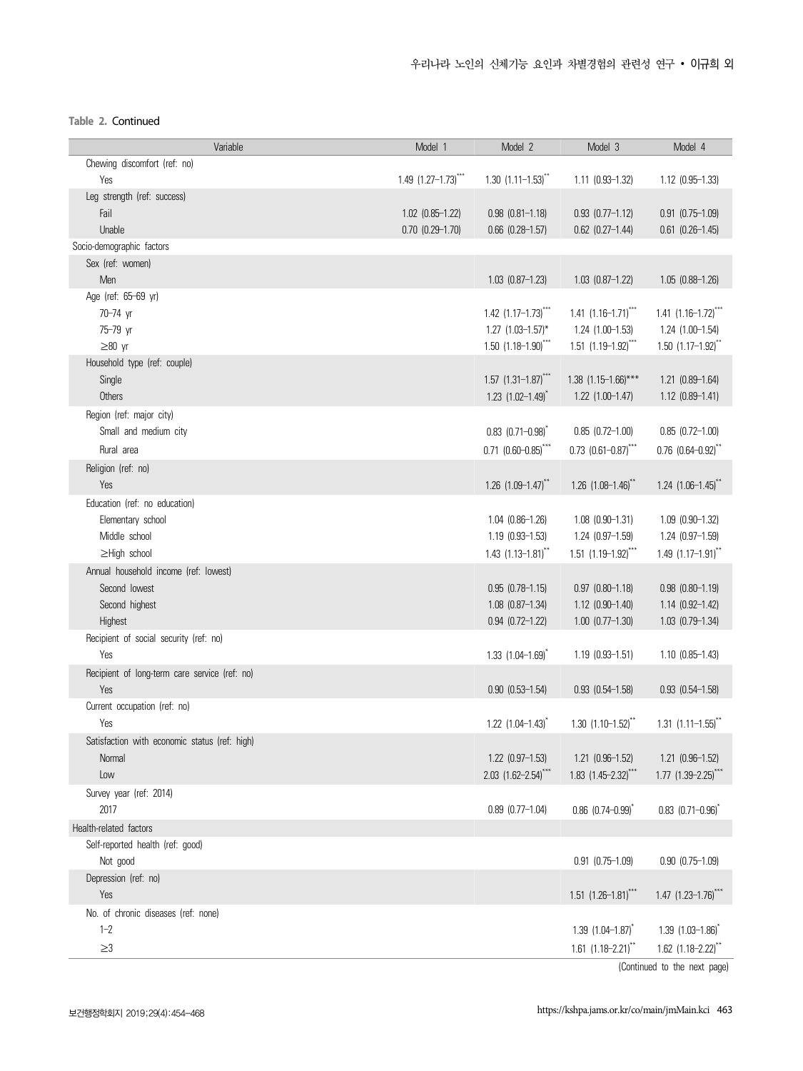**Table 2.** Continued

| Variable | Model 1 | Model 2 | Model 3 | Model 4 |
|---|---|---|---|---|
| Chewing discomfort (ref: no) | | | | |
| Yes | 1.49 (1.27–1.73)*** | 1.30 (1.11–1.53)** | 1.11 (0.93–1.32) | 1.12 (0.95–1.33) |
| Leg strength (ref: success) | | | | |
| Fail | 1.02 (0.85–1.22) | 0.98 (0.81–1.18) | 0.93 (0.77–1.12) | 0.91 (0.75–1.09) |
| Unable | 0.70 (0.29–1.70) | 0.66 (0.28–1.57) | 0.62 (0.27–1.44) | 0.61 (0.26–1.45) |
| Socio-demographic factors | | | | |
| Sex (ref: women) | | | | |
| Men | | 1.03 (0.87–1.23) | 1.03 (0.87–1.22) | 1.05 (0.88–1.26) |
| Age (ref: 65–69 yr) | | | | |
| 70–74 yr | | 1.42 (1.17–1.73)*** | 1.41 (1.16–1.71)*** | 1.41 (1.16–1.72)*** |
| 75–79 yr | | 1.27 (1.03–1.57)* | 1.24 (1.00–1.53) | 1.24 (1.00–1.54) |
| ≥80 yr | | 1.50 (1.18–1.90)*** | 1.51 (1.19–1.92)*** | 1.50 (1.17–1.92)** |
| Household type (ref: couple) | | | | |
| Single | | 1.57 (1.31–1.87)*** | 1.38 (1.15–1.66)*** | 1.21 (0.89–1.64) |
| Others | | 1.23 (1.02–1.49)* | 1.22 (1.00–1.47) | 1.12 (0.89–1.41) |
| Region (ref: major city) | | | | |
| Small and medium city | | 0.83 (0.71–0.98)* | 0.85 (0.72–1.00) | 0.85 (0.72–1.00) |
| Rural area | | 0.71 (0.60–0.85)*** | 0.73 (0.61–0.87)*** | 0.76 (0.64–0.92)** |
| Religion (ref: no) | | | | |
| Yes | | 1.26 (1.09–1.47)** | 1.26 (1.08–1.46)** | 1.24 (1.06–1.45)** |
| Education (ref: no education) | | | | |
| Elementary school | | 1.04 (0.86–1.26) | 1.08 (0.90–1.31) | 1.09 (0.90–1.32) |
| Middle school | | 1.19 (0.93–1.53) | 1.24 (0.97–1.59) | 1.24 (0.97–1.59) |
| ≥High school | | 1.43 (1.13–1.81)** | 1.51 (1.19–1.92)*** | 1.49 (1.17–1.91)** |
| Annual household income (ref: lowest) | | | | |
| Second lowest | | 0.95 (0.78–1.15) | 0.97 (0.80–1.18) | 0.98 (0.80–1.19) |
| Second highest | | 1.08 (0.87–1.34) | 1.12 (0.90–1.40) | 1.14 (0.92–1.42) |
| Highest | | 0.94 (0.72–1.22) | 1.00 (0.77–1.30) | 1.03 (0.79–1.34) |
| Recipient of social security (ref: no) | | | | |
| Yes | | 1.33 (1.04–1.69)* | 1.19 (0.93–1.51) | 1.10 (0.85–1.43) |
| Recipient of long-term care service (ref: no) | | | | |
| Yes | | 0.90 (0.53–1.54) | 0.93 (0.54–1.58) | 0.93 (0.54–1.58) |
| Current occupation (ref: no) | | | | |
| Yes | | 1.22 (1.04–1.43)* | 1.30 (1.10–1.52)** | 1.31 (1.11–1.55)** |
| Satisfaction with economic status (ref: high) | | | | |
| Normal | | 1.22 (0.97–1.53) | 1.21 (0.96–1.52) | 1.21 (0.96–1.52) |
| Low | | 2.03 (1.62–2.54)*** | 1.83 (1.45–2.32)*** | 1.77 (1.39–2.25)*** |
| Survey year (ref: 2014) | | | | |
| 2017 | | 0.89 (0.77–1.04) | 0.86 (0.74–0.99)* | 0.83 (0.71–0.96)* |
| Health-related factors | | | | |
| Self-reported health (ref: good) | | | | |
| Not good | | | 0.91 (0.75–1.09) | 0.90 (0.75–1.09) |
| Depression (ref: no) | | | | |
| Yes | | | 1.51 (1.26–1.81)*** | 1.47 (1.23–1.76)*** |
| No. of chronic diseases (ref: none) | | | | |
| 1–2 | | | 1.39 (1.04–1.87)* | 1.39 (1.03–1.86)* |
| ≥3 | | | 1.61 (1.18–2.21)** | 1.62 (1.18–2.22)** |

(Continued to the next page)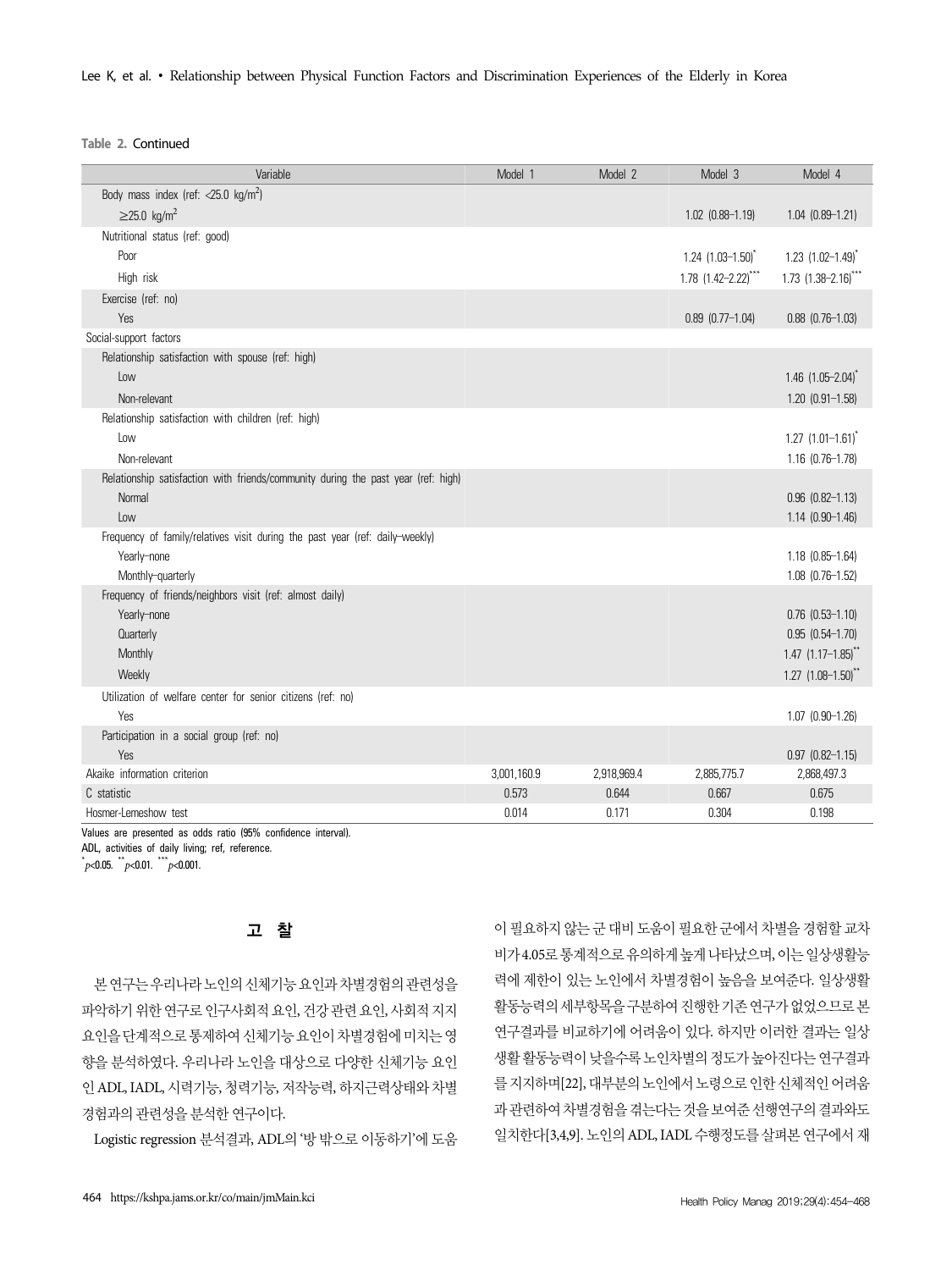**Table 2.** Continued

| Variable | Model 1 | Model 2 | Model 3 | Model 4 |
|---|---|---|---|---|
| Body mass index (ref: <25.0 kg/m$^2$) | | | | |
| ≥25.0 kg/m$^2$ | | | 1.02 (0.88–1.19) | 1.04 (0.89–1.21) |
| Nutritional status (ref: good) | | | | |
| Poor | | | 1.24 (1.03–1.50)* | 1.23 (1.02–1.49)* |
| High risk | | | 1.78 (1.42–2.22)*** | 1.73 (1.38–2.16)*** |
| Exercise (ref: no) | | | | |
| Yes | | | 0.89 (0.77–1.04) | 0.88 (0.76–1.03) |
| Social-support factors | | | | |
| Relationship satisfaction with spouse (ref: high) | | | | |
| Low | | | | 1.46 (1.05–2.04)* |
| Non-relevant | | | | 1.20 (0.91–1.58) |
| Relationship satisfaction with children (ref: high) | | | | |
| Low | | | | 1.27 (1.01–1.61)* |
| Non-relevant | | | | 1.16 (0.76–1.78) |
| Relationship satisfaction with friends/community during the past year (ref: high) | | | | |
| Normal | | | | 0.96 (0.82–1.13) |
| Low | | | | 1.14 (0.90–1.46) |
| Frequency of family/relatives visit during the past year (ref: daily–weekly) | | | | |
| Yearly–none | | | | 1.18 (0.85–1.64) |
| Monthly–quarterly | | | | 1.08 (0.76–1.52) |
| Frequency of friends/neighbors visit (ref: almost daily) | | | | |
| Yearly–none | | | | 0.76 (0.53–1.10) |
| Quarterly | | | | 0.95 (0.54–1.70) |
| Monthly | | | | 1.47 (1.17–1.85)** |
| Weekly | | | | 1.27 (1.08–1.50)** |
| Utilization of welfare center for senior citizens (ref: no) | | | | |
| Yes | | | | 1.07 (0.90–1.26) |
| Participation in a social group (ref: no) | | | | |
| Yes | | | | 0.97 (0.82–1.15) |
| Akaike information criterion | 3,001,160.9 | 2,918,969.4 | 2,885,775.7 | 2,868,497.3 |
| C statistic | 0.573 | 0.644 | 0.667 | 0.675 |
| Hosmer-Lemeshow test | 0.014 | 0.171 | 0.304 | 0.198 |

Values are presented as odds ratio (95% confidence interval).
ADL, activities of daily living; ref, reference.
*$p$<0.05. **$p$<0.01. ***$p$<0.001.

## 고 찰

본 연구는 우리나라 노인의 신체기능 요인과 차별경험의 관련성을 파악하기 위한 연구로 인구사회적 요인, 건강 관련 요인, 사회적 지지 요인을 단계적으로 통제하여 신체기능 요인이 차별경험에 미치는 영향을 분석하였다. 우리나라 노인을 대상으로 다양한 신체기능 요인인 ADL, IADL, 시력기능, 청력기능, 저작능력, 하지근력상태와 차별경험과의 관련성을 분석한 연구이다.

Logistic regression 분석결과, ADL의 '방 밖으로 이동하기'에 도움이 필요하지 않는 군 대비 도움이 필요한 군에서 차별을 경험할 교차비가 4.05로 통계적으로 유의하게 높게 나타났으며, 이는 일상생활능력에 제한이 있는 노인에서 차별경험이 높음을 보여준다. 일상생활 활동능력의 세부항목을 구분하여 진행한 기존 연구가 없었으므로 본 연구결과를 비교하기에 어려움이 있다. 하지만 이러한 결과는 일상생활 활동능력이 낮을수록 노인차별의 정도가 높아진다는 연구결과를 지지하며[22], 대부분의 노인에서 노령으로 인한 신체적인 어려움과 관련하여 차별경험을 겪는다는 것을 보여준 선행연구의 결과와도 일치한다[3,4,9]. 노인의 ADL, IADL 수행정도를 살펴본 연구에서 재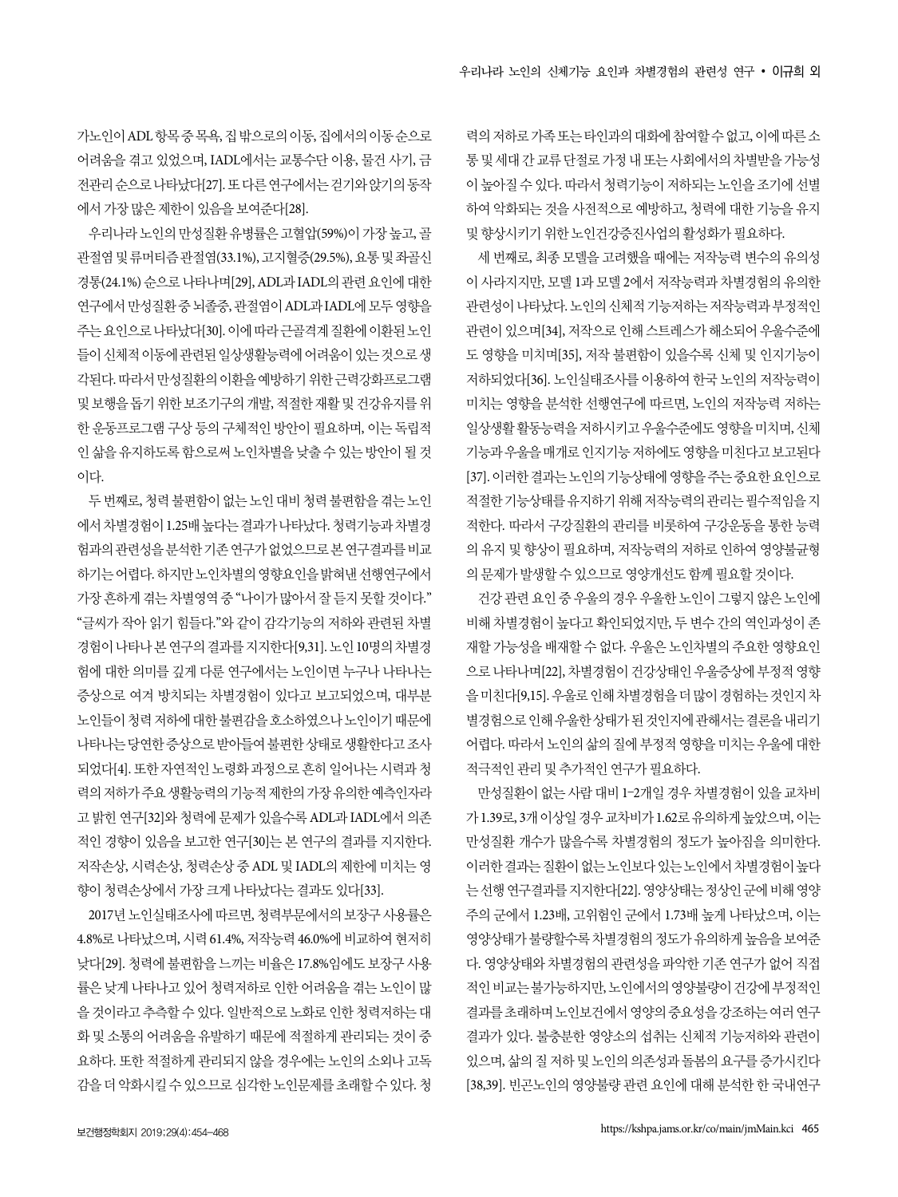가노인이 ADL 항목 중 목욕, 집 밖으로의 이동, 집에서의 이동 순으로 어려움을 겪고 있었으며, IADL에서는 교통수단 이용, 물건 사기, 금전관리 순으로 나타났다[27]. 또 다른 연구에서는 걷기와 앉기의 동작에서 가장 많은 제한이 있음을 보여준다[28].

우리나라 노인의 만성질환 유병률은 고혈압(59%)이 가장 높고, 골관절염 및 류머티즘 관절염(33.1%), 고지혈증(29.5%), 요통 및 좌골신경통(24.1%) 순으로 나타나며[29], ADL과 IADL의 관련 요인에 대한 연구에서 만성질환 중 뇌졸중, 관절염이 ADL과 IADL에 모두 영향을 주는 요인으로 나타났다[30]. 이에 따라 근골격계 질환에 이환된 노인들이 신체적 이동에 관련된 일상생활능력에 어려움이 있는 것으로 생각된다. 따라서 만성질환의 이환을 예방하기 위한 근력강화프로그램 및 보행을 돕기 위한 보조기구의 개발, 적절한 재활 및 건강유지를 위한 운동프로그램 구상 등의 구체적인 방안이 필요하며, 이는 독립적인 삶을 유지하도록 함으로써 노인차별을 낮출 수 있는 방안이 될 것이다.

두 번째로, 청력 불편함이 없는 노인 대비 청력 불편함을 겪는 노인에서 차별경험이 1.25배 높다는 결과가 나타났다. 청력기능과 차별경험과의 관련성을 분석한 기존 연구가 없었으므로 본 연구결과를 비교하기는 어렵다. 하지만 노인차별의 영향요인을 밝혀낸 선행연구에서 가장 흔하게 겪는 차별영역 중 "나이가 많아서 잘 듣지 못할 것이다." "글씨가 작아 읽기 힘들다."와 같이 감각기능의 저하와 관련된 차별경험이 나타나 본 연구의 결과를 지지한다[9,31]. 노인 10명의 차별경험에 대한 의미를 깊게 다룬 연구에서는 노인이면 누구나 나타나는 증상으로 여겨 방치되는 차별경험이 있다고 보고되었으며, 대부분 노인들이 청력 저하에 대한 불편감을 호소하였으나 노인이기 때문에 나타나는 당연한 증상으로 받아들여 불편한 상태로 생활한다고 조사되었다[4]. 또한 자연적인 노령화 과정으로 흔히 일어나는 시력과 청력의 저하가 주요 생활능력의 기능적 제한의 가장 유의한 예측인자라고 밝힌 연구[32]와 청력에 문제가 있을수록 ADL과 IADL에서 의존적인 경향이 있음을 보고한 연구[30]는 본 연구의 결과를 지지한다. 저작손상, 시력손상, 청력손상 중 ADL 및 IADL의 제한에 미치는 영향이 청력손상에서 가장 크게 나타났다는 결과도 있다[33].

2017년 노인실태조사에 따르면, 청력부문에서의 보장구 사용률은 4.8%로 나타났으며, 시력 61.4%, 저작능력 46.0%에 비교하여 현저히 낮다[29]. 청력에 불편함을 느끼는 비율은 17.8%임에도 보장구 사용률은 낮게 나타나고 있어 청력저하로 인한 어려움을 겪는 노인이 많을 것이라고 추측할 수 있다. 일반적으로 노화로 인한 청력저하는 대화 및 소통의 어려움을 유발하기 때문에 적절하게 관리되는 것이 중요하다. 또한 적절하게 관리되지 않을 경우에는 노인의 소외나 고독감을 더 악화시킬 수 있으므로 심각한 노인문제를 초래할 수 있다. 청력의 저하로 가족 또는 타인과의 대화에 참여할 수 없고, 이에 따른 소통 및 세대 간 교류 단절로 가정 내 또는 사회에서의 차별받을 가능성이 높아질 수 있다. 따라서 청력기능이 저하되는 노인을 조기에 선별하여 악화되는 것을 사전적으로 예방하고, 청력에 대한 기능을 유지 및 향상시키기 위한 노인건강증진사업의 활성화가 필요하다.

세 번째로, 최종 모델을 고려했을 때에는 저작능력 변수의 유의성이 사라지지만, 모델 1과 모델 2에서 저작능력과 차별경험의 유의한 관련성이 나타났다. 노인의 신체적 기능저하는 저작능력과 부정적인 관련이 있으며[34], 저작으로 인해 스트레스가 해소되어 우울수준에도 영향을 미치며[35], 저작 불편함이 있을수록 신체 및 인지기능이 저하되었다[36]. 노인실태조사를 이용하여 한국 노인의 저작능력이 미치는 영향을 분석한 선행연구에 따르면, 노인의 저작능력 저하는 일상생활 활동능력을 저하시키고 우울수준에도 영향을 미치며, 신체기능과 우울을 매개로 인지기능 저하에도 영향을 미친다고 보고된다[37]. 이러한 결과는 노인의 기능상태에 영향을 주는 중요한 요인으로 적절한 기능상태를 유지하기 위해 저작능력의 관리는 필수적임을 지적한다. 따라서 구강질환의 관리를 비롯하여 구강운동을 통한 능력의 유지 및 향상이 필요하며, 저작능력의 저하로 인하여 영양불균형의 문제가 발생할 수 있으므로 영양개선도 함께 필요할 것이다.

건강 관련 요인 중 우울의 경우 우울한 노인이 그렇지 않은 노인에 비해 차별경험이 높다고 확인되었지만, 두 변수 간의 역인과성이 존재할 가능성을 배제할 수 없다. 우울은 노인차별의 주요한 영향요인으로 나타나며[22], 차별경험이 건강상태인 우울증상에 부정적 영향을 미친다[9,15]. 우울로 인해 차별경험을 더 많이 경험하는 것인지 차별경험으로 인해 우울한 상태가 된 것인지에 관해서는 결론을 내리기 어렵다. 따라서 노인의 삶의 질에 부정적 영향을 미치는 우울에 대한 적극적인 관리 및 추가적인 연구가 필요하다.

만성질환이 없는 사람 대비 1–2개일 경우 차별경험이 있을 교차비가 1.39로, 3개 이상일 경우 교차비가 1.62로 유의하게 높았으며, 이는 만성질환 개수가 많을수록 차별경험의 정도가 높아짐을 의미한다. 이러한 결과는 질환이 없는 노인보다 있는 노인에서 차별경험이 높다는 선행 연구결과를 지지한다[22]. 영양상태는 정상인 군에 비해 영양주의 군에서 1.23배, 고위험인 군에서 1.73배 높게 나타났으며, 이는 영양상태가 불량할수록 차별경험의 정도가 유의하게 높음을 보여준다. 영양상태와 차별경험의 관련성을 파악한 기존 연구가 없어 직접적인 비교는 불가능하지만, 노인에서의 영양불량이 건강에 부정적인 결과를 초래하며 노인보건에서 영양의 중요성을 강조하는 여러 연구결과가 있다. 불충분한 영양소의 섭취는 신체적 기능저하와 관련이 있으며, 삶의 질 저하 및 노인의 의존성과 돌봄의 요구를 증가시킨다[38,39]. 빈곤노인의 영양불량 관련 요인에 대해 분석한 한 국내연구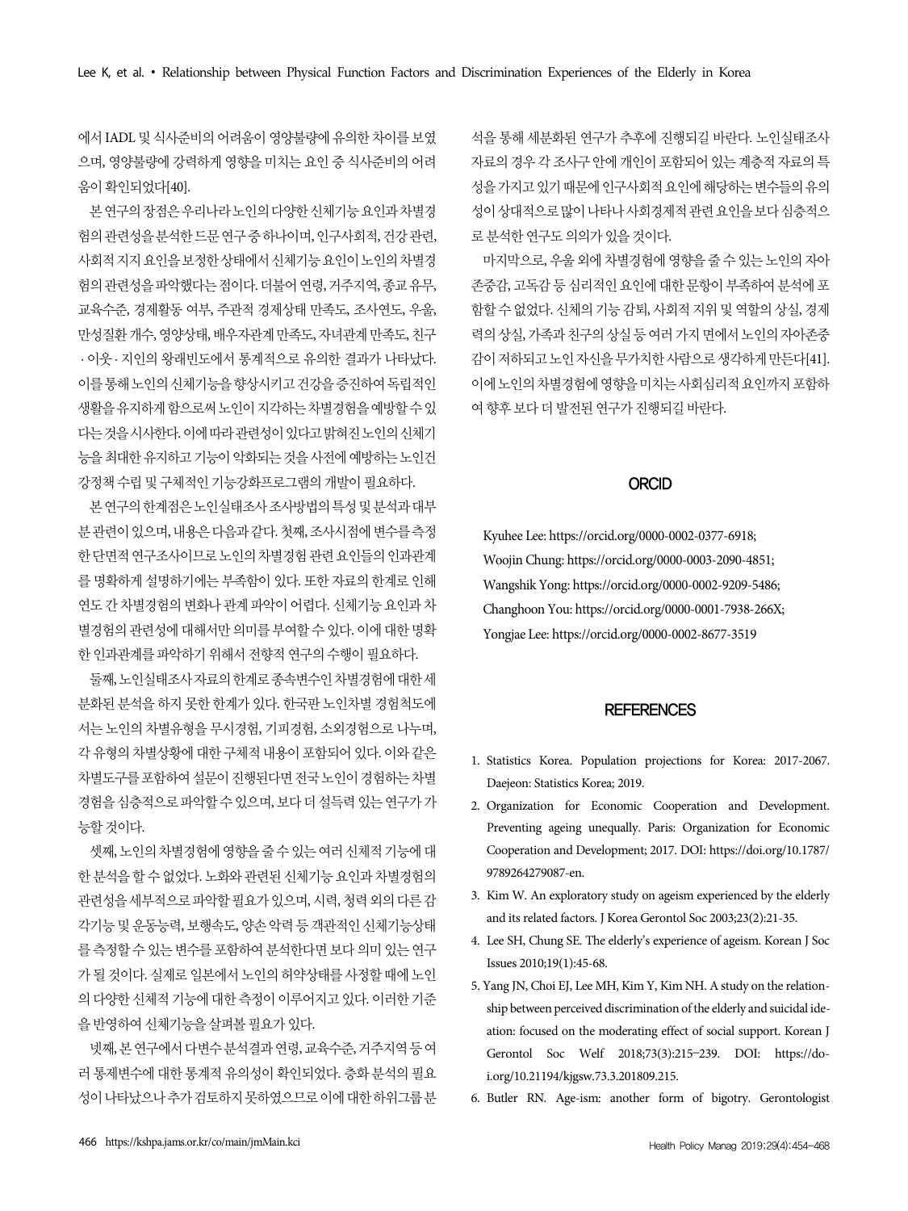에서 IADL 및 식사준비의 어려움이 영양불량에 유의한 차이를 보였으며, 영양불량에 강력하게 영향을 미치는 요인 중 식사준비의 어려움이 확인되었다[40].

본 연구의 장점은 우리나라 노인의 다양한 신체기능 요인과 차별경험의 관련성을 분석한 드문 연구 중 하나이며, 인구사회적, 건강 관련, 사회적 지지 요인을 보정한 상태에서 신체기능 요인이 노인의 차별경험의 관련성을 파악했다는 점이다. 더불어 연령, 거주지역, 종교 유무, 교육수준, 경제활동 여부, 주관적 경제상태 만족도, 조사연도, 우울, 만성질환 개수, 영양상태, 배우자관계 만족도, 자녀관계 만족도, 친구·이웃·지인의 왕래빈도에서 통계적으로 유의한 결과가 나타났다. 이를 통해 노인의 신체기능을 향상시키고 건강을 증진하여 독립적인 생활을 유지하게 함으로써 노인이 지각하는 차별경험을 예방할 수 있다는 것을 시사한다. 이에 따라 관련성이 있다고 밝혀진 노인의 신체기능을 최대한 유지하고 기능이 악화되는 것을 사전에 예방하는 노인건강정책 수립 및 구체적인 기능강화프로그램의 개발이 필요하다.

본 연구의 한계점은 노인실태조사 조사방법의 특성 및 분석과 대부분 관련이 있으며, 내용은 다음과 같다. 첫째, 조사시점에 변수를 측정한 단면적 연구조사이므로 노인의 차별경험 관련 요인들의 인과관계를 명확하게 설명하기에는 부족함이 있다. 또한 자료의 한계로 인해 연도 간 차별경험의 변화나 관계 파악이 어렵다. 신체기능 요인과 차별경험의 관련성에 대해서만 의미를 부여할 수 있다. 이에 대한 명확한 인과관계를 파악하기 위해서 전향적 연구의 수행이 필요하다.

둘째, 노인실태조사 자료의 한계로 종속변수인 차별경험에 대한 세분화된 분석을 하지 못한 한계가 있다. 한국판 노인차별 경험척도에서는 노인의 차별유형을 무시경험, 기피경험, 소외경험으로 나누며, 각 유형의 차별상황에 대한 구체적 내용이 포함되어 있다. 이와 같은 차별도구를 포함하여 설문이 진행된다면 전국 노인이 경험하는 차별경험을 심층적으로 파악할 수 있으며, 보다 더 설득력 있는 연구가 가능할 것이다.

셋째, 노인의 차별경험에 영향을 줄 수 있는 여러 신체적 기능에 대한 분석을 할 수 없었다. 노화와 관련된 신체기능 요인과 차별경험의 관련성을 세부적으로 파악할 필요가 있으며, 시력, 청력 외의 다른 감각기능 및 운동능력, 보행속도, 양손 악력 등 객관적인 신체기능상태를 측정할 수 있는 변수를 포함하여 분석한다면 보다 의미 있는 연구가 될 것이다. 실제로 일본에서 노인의 허약상태를 사정할 때에 노인의 다양한 신체적 기능에 대한 측정이 이루어지고 있다. 이러한 기준을 반영하여 신체기능을 살펴볼 필요가 있다.

넷째, 본 연구에서 다변수 분석결과 연령, 교육수준, 거주지역 등 여러 통제변수에 대한 통계적 유의성이 확인되었다. 층화 분석의 필요성이 나타났으나 추가 검토하지 못하였으므로 이에 대한 하위그룹 분석을 통해 세분화된 연구가 추후에 진행되길 바란다. 노인실태조사 자료의 경우 각 조사구 안에 개인이 포함되어 있는 계층적 자료의 특성을 가지고 있기 때문에 인구사회적 요인에 해당하는 변수들의 유의성이 상대적으로 많이 나타나 사회경제적 관련 요인을 보다 심층적으로 분석한 연구도 의의가 있을 것이다.

마지막으로, 우울 외에 차별경험에 영향을 줄 수 있는 노인의 자아존중감, 고독감 등 심리적인 요인에 대한 문항이 부족하여 분석에 포함할 수 없었다. 신체의 기능 감퇴, 사회적 지위 및 역할의 상실, 경제력의 상실, 가족과 친구의 상실 등 여러 가지 면에서 노인의 자아존중감이 저하되고 노인 자신을 무가치한 사람으로 생각하게 만든다[41]. 이에 노인의 차별경험에 영향을 미치는 사회심리적 요인까지 포함하여 향후 보다 더 발전된 연구가 진행되길 바란다.

## ORCID

Kyuhee Lee: https://orcid.org/0000-0002-0377-6918;
Woojin Chung: https://orcid.org/0000-0003-2090-4851;
Wangshik Yong: https://orcid.org/0000-0002-9209-5486;
Changhoon You: https://orcid.org/0000-0001-7938-266X;
Yongjae Lee: https://orcid.org/0000-0002-8677-3519

## REFERENCES

1. Statistics Korea. Population projections for Korea: 2017-2067. Daejeon: Statistics Korea; 2019.
2. Organization for Economic Cooperation and Development. Preventing ageing unequally. Paris: Organization for Economic Cooperation and Development; 2017. DOI: https://doi.org/10.1787/9789264279087-en.
3. Kim W. An exploratory study on ageism experienced by the elderly and its related factors. J Korea Gerontol Soc 2003;23(2):21-35.
4. Lee SH, Chung SE. The elderly's experience of ageism. Korean J Soc Issues 2010;19(1):45-68.
5. Yang JN, Choi EJ, Lee MH, Kim Y, Kim NH. A study on the relationship between perceived discrimination of the elderly and suicidal ideation: focused on the moderating effect of social support. Korean J Gerontol Soc Welf 2018;73(3):215-239. DOI: https://doi.org/10.21194/kjgsw.73.3.201809.215.
6. Butler RN. Age-ism: another form of bigotry. Gerontologist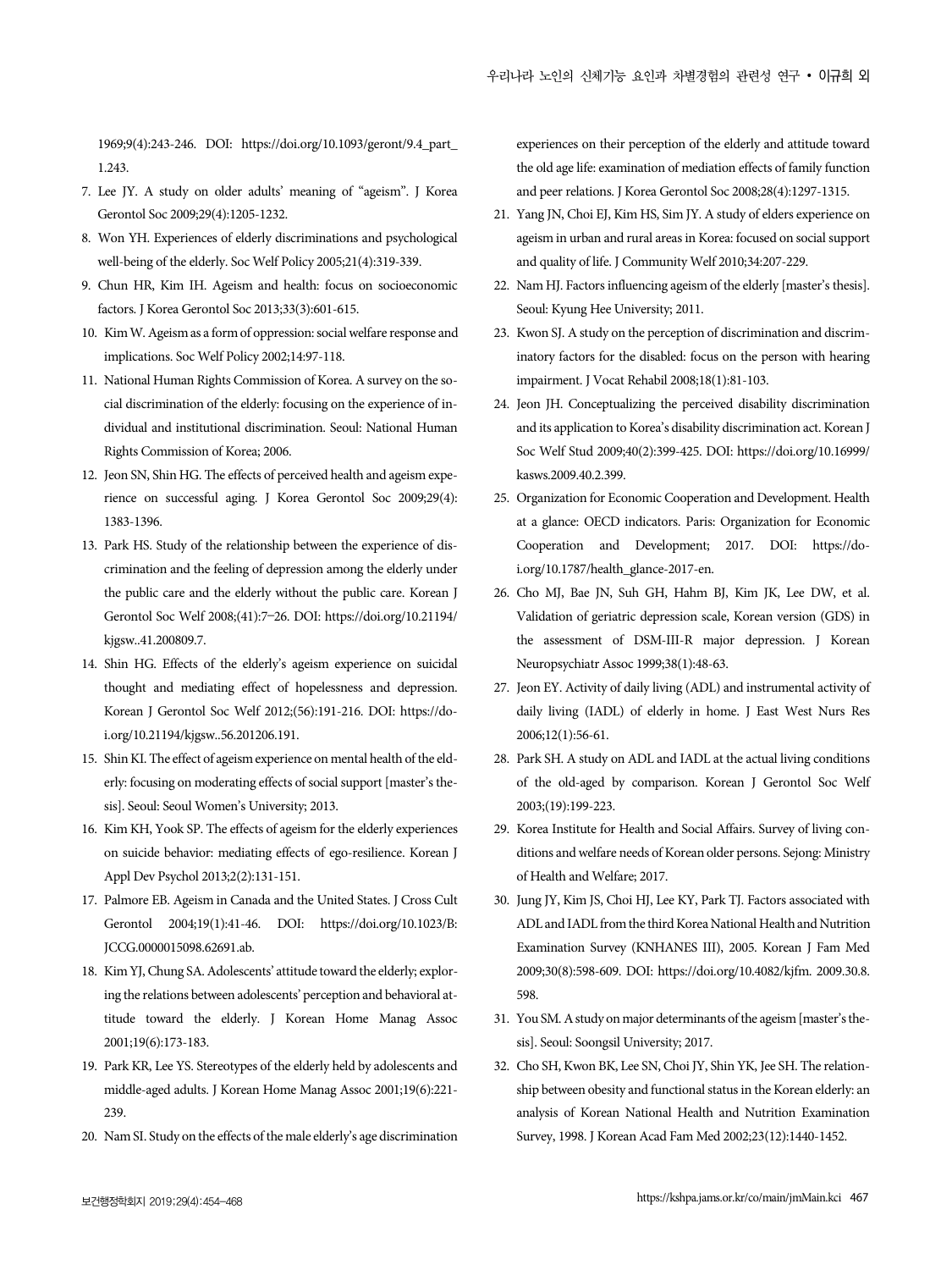1969;9(4):243-246. DOI: https://doi.org/10.1093/geront/9.4_part_1.243.

7. Lee JY. A study on older adults' meaning of "ageism". J Korea Gerontol Soc 2009;29(4):1205-1232.
8. Won YH. Experiences of elderly discriminations and psychological well-being of the elderly. Soc Welf Policy 2005;21(4):319-339.
9. Chun HR, Kim IH. Ageism and health: focus on socioeconomic factors. J Korea Gerontol Soc 2013;33(3):601-615.
10. Kim W. Ageism as a form of oppression: social welfare response and implications. Soc Welf Policy 2002;14:97-118.
11. National Human Rights Commission of Korea. A survey on the social discrimination of the elderly: focusing on the experience of individual and institutional discrimination. Seoul: National Human Rights Commission of Korea; 2006.
12. Jeon SN, Shin HG. The effects of perceived health and ageism experience on successful aging. J Korea Gerontol Soc 2009;29(4):1383-1396.
13. Park HS. Study of the relationship between the experience of discrimination and the feeling of depression among the elderly under the public care and the elderly without the public care. Korean J Gerontol Soc Welf 2008;(41):7–26. DOI: https://doi.org/10.21194/kjgsw..41.200809.7.
14. Shin HG. Effects of the elderly's ageism experience on suicidal thought and mediating effect of hopelessness and depression. Korean J Gerontol Soc Welf 2012;(56):191-216. DOI: https://doi.org/10.21194/kjgsw..56.201206.191.
15. Shin KI. The effect of ageism experience on mental health of the elderly: focusing on moderating effects of social support [master's thesis]. Seoul: Seoul Women's University; 2013.
16. Kim KH, Yook SP. The effects of ageism for the elderly experiences on suicide behavior: mediating effects of ego-resilience. Korean J Appl Dev Psychol 2013;2(2):131-151.
17. Palmore EB. Ageism in Canada and the United States. J Cross Cult Gerontol 2004;19(1):41-46. DOI: https://doi.org/10.1023/B:JCCG.0000015098.62691.ab.
18. Kim YJ, Chung SA. Adolescents' attitude toward the elderly; exploring the relations between adolescents' perception and behavioral attitude toward the elderly. J Korean Home Manag Assoc 2001;19(6):173-183.
19. Park KR, Lee YS. Stereotypes of the elderly held by adolescents and middle-aged adults. J Korean Home Manag Assoc 2001;19(6):221-239.
20. Nam SI. Study on the effects of the male elderly's age discrimination experiences on their perception of the elderly and attitude toward the old age life: examination of mediation effects of family function and peer relations. J Korea Gerontol Soc 2008;28(4):1297-1315.
21. Yang JN, Choi EJ, Kim HS, Sim JY. A study of elders experience on ageism in urban and rural areas in Korea: focused on social support and quality of life. J Community Welf 2010;34:207-229.
22. Nam HJ. Factors influencing ageism of the elderly [master's thesis]. Seoul: Kyung Hee University; 2011.
23. Kwon SJ. A study on the perception of discrimination and discriminatory factors for the disabled: focus on the person with hearing impairment. J Vocat Rehabil 2008;18(1):81-103.
24. Jeon JH. Conceptualizing the perceived disability discrimination and its application to Korea's disability discrimination act. Korean J Soc Welf Stud 2009;40(2):399-425. DOI: https://doi.org/10.16999/kasws.2009.40.2.399.
25. Organization for Economic Cooperation and Development. Health at a glance: OECD indicators. Paris: Organization for Economic Cooperation and Development; 2017. DOI: https://doi.org/10.1787/health_glance-2017-en.
26. Cho MJ, Bae JN, Suh GH, Hahm BJ, Kim JK, Lee DW, et al. Validation of geriatric depression scale, Korean version (GDS) in the assessment of DSM-III-R major depression. J Korean Neuropsychiatr Assoc 1999;38(1):48-63.
27. Jeon EY. Activity of daily living (ADL) and instrumental activity of daily living (IADL) of elderly in home. J East West Nurs Res 2006;12(1):56-61.
28. Park SH. A study on ADL and IADL at the actual living conditions of the old-aged by comparison. Korean J Gerontol Soc Welf 2003;(19):199-223.
29. Korea Institute for Health and Social Affairs. Survey of living conditions and welfare needs of Korean older persons. Sejong: Ministry of Health and Welfare; 2017.
30. Jung JY, Kim JS, Choi HJ, Lee KY, Park TJ. Factors associated with ADL and IADL from the third Korea National Health and Nutrition Examination Survey (KNHANES III), 2005. Korean J Fam Med 2009;30(8):598-609. DOI: https://doi.org/10.4082/kjfm. 2009.30.8.598.
31. You SM. A study on major determinants of the ageism [master's thesis]. Seoul: Soongsil University; 2017.
32. Cho SH, Kwon BK, Lee SN, Choi JY, Shin YK, Jee SH. The relationship between obesity and functional status in the Korean elderly: an analysis of Korean National Health and Nutrition Examination Survey, 1998. J Korean Acad Fam Med 2002;23(12):1440-1452.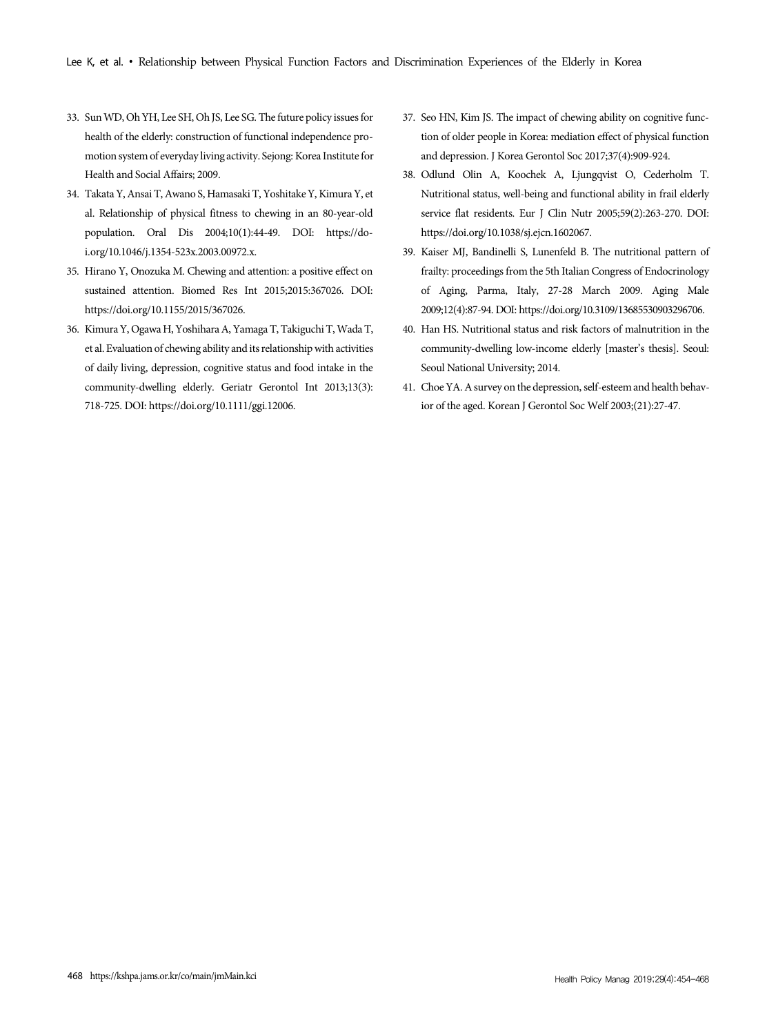33. Sun WD, Oh YH, Lee SH, Oh JS, Lee SG. The future policy issues for health of the elderly: construction of functional independence promotion system of everyday living activity. Sejong: Korea Institute for Health and Social Affairs; 2009.
34. Takata Y, Ansai T, Awano S, Hamasaki T, Yoshitake Y, Kimura Y, et al. Relationship of physical fitness to chewing in an 80-year-old population. Oral Dis 2004;10(1):44-49. DOI: https://doi.org/10.1046/j.1354-523x.2003.00972.x.
35. Hirano Y, Onozuka M. Chewing and attention: a positive effect on sustained attention. Biomed Res Int 2015;2015:367026. DOI: https://doi.org/10.1155/2015/367026.
36. Kimura Y, Ogawa H, Yoshihara A, Yamaga T, Takiguchi T, Wada T, et al. Evaluation of chewing ability and its relationship with activities of daily living, depression, cognitive status and food intake in the community-dwelling elderly. Geriatr Gerontol Int 2013;13(3): 718-725. DOI: https://doi.org/10.1111/ggi.12006.
37. Seo HN, Kim JS. The impact of chewing ability on cognitive function of older people in Korea: mediation effect of physical function and depression. J Korea Gerontol Soc 2017;37(4):909-924.
38. Odlund Olin A, Koochek A, Ljungqvist O, Cederholm T. Nutritional status, well-being and functional ability in frail elderly service flat residents. Eur J Clin Nutr 2005;59(2):263-270. DOI: https://doi.org/10.1038/sj.ejcn.1602067.
39. Kaiser MJ, Bandinelli S, Lunenfeld B. The nutritional pattern of frailty: proceedings from the 5th Italian Congress of Endocrinology of Aging, Parma, Italy, 27-28 March 2009. Aging Male 2009;12(4):87-94. DOI: https://doi.org/10.3109/13685530903296706.
40. Han HS. Nutritional status and risk factors of malnutrition in the community-dwelling low-income elderly [master's thesis]. Seoul: Seoul National University; 2014.
41. Choe YA. A survey on the depression, self-esteem and health behavior of the aged. Korean J Gerontol Soc Welf 2003;(21):27-47.